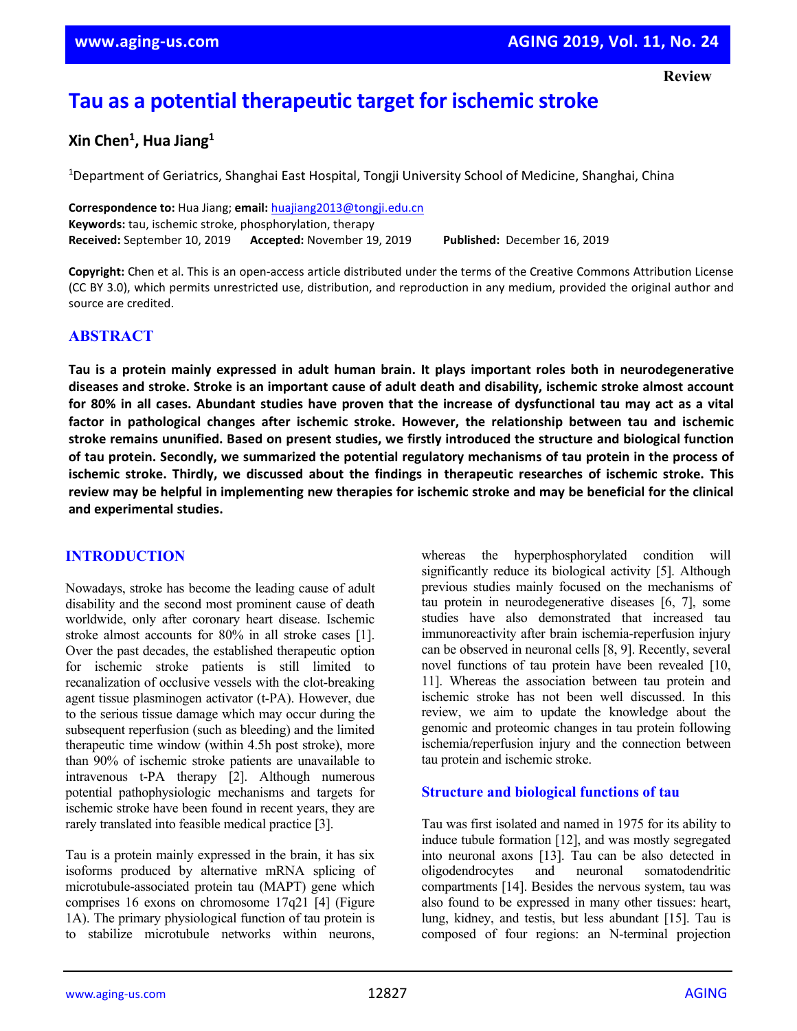Review

# Tau as a potential therapeutic target for ischemic stroke

**Xin Chen[1], Hua Jiang[1]**

[1]Department of Geriatrics, Shanghai East Hospital, Tongji University School of Medicine, Shanghai, China

**Correspondence to:** Hua Jiang; **email:** huajiang2013@tongji.edu.cn
**Keywords:** tau, ischemic stroke, phosphorylation, therapy
**Received:** September 10, 2019 **Accepted:** November 19, 2019 **Published:** December 16, 2019

**Copyright:** Chen et al. This is an open-access article distributed under the terms of the Creative Commons Attribution License (CC BY 3.0), which permits unrestricted use, distribution, and reproduction in any medium, provided the original author and source are credited.

## ABSTRACT

**Tau is a protein mainly expressed in adult human brain. It plays important roles both in neurodegenerative diseases and stroke. Stroke is an important cause of adult death and disability, ischemic stroke almost account for 80% in all cases. Abundant studies have proven that the increase of dysfunctional tau may act as a vital factor in pathological changes after ischemic stroke. However, the relationship between tau and ischemic stroke remains ununified. Based on present studies, we firstly introduced the structure and biological function of tau protein. Secondly, we summarized the potential regulatory mechanisms of tau protein in the process of ischemic stroke. Thirdly, we discussed about the findings in therapeutic researches of ischemic stroke. This review may be helpful in implementing new therapies for ischemic stroke and may be beneficial for the clinical and experimental studies.**

## INTRODUCTION

Nowadays, stroke has become the leading cause of adult disability and the second most prominent cause of death worldwide, only after coronary heart disease. Ischemic stroke almost accounts for 80% in all stroke cases [1]. Over the past decades, the established therapeutic option for ischemic stroke patients is still limited to recanalization of occlusive vessels with the clot-breaking agent tissue plasminogen activator (t-PA). However, due to the serious tissue damage which may occur during the subsequent reperfusion (such as bleeding) and the limited therapeutic time window (within 4.5h post stroke), more than 90% of ischemic stroke patients are unavailable to intravenous t-PA therapy [2]. Although numerous potential pathophysiologic mechanisms and targets for ischemic stroke have been found in recent years, they are rarely translated into feasible medical practice [3].

Tau is a protein mainly expressed in the brain, it has six isoforms produced by alternative mRNA splicing of microtubule-associated protein tau (MAPT) gene which comprises 16 exons on chromosome 17q21 [4] (Figure 1A). The primary physiological function of tau protein is to stabilize microtubule networks within neurons, whereas the hyperphosphorylated condition will significantly reduce its biological activity [5]. Although previous studies mainly focused on the mechanisms of tau protein in neurodegenerative diseases [6, 7], some studies have also demonstrated that increased tau immunoreactivity after brain ischemia-reperfusion injury can be observed in neuronal cells [8, 9]. Recently, several novel functions of tau protein have been revealed [10, 11]. Whereas the association between tau protein and ischemic stroke has not been well discussed. In this review, we aim to update the knowledge about the genomic and proteomic changes in tau protein following ischemia/reperfusion injury and the connection between tau protein and ischemic stroke.

### Structure and biological functions of tau

Tau was first isolated and named in 1975 for its ability to induce tubule formation [12], and was mostly segregated into neuronal axons [13]. Tau can be also detected in oligodendrocytes and neuronal somatodendritic compartments [14]. Besides the nervous system, tau was also found to be expressed in many other tissues: heart, lung, kidney, and testis, but less abundant [15]. Tau is composed of four regions: an N-terminal projection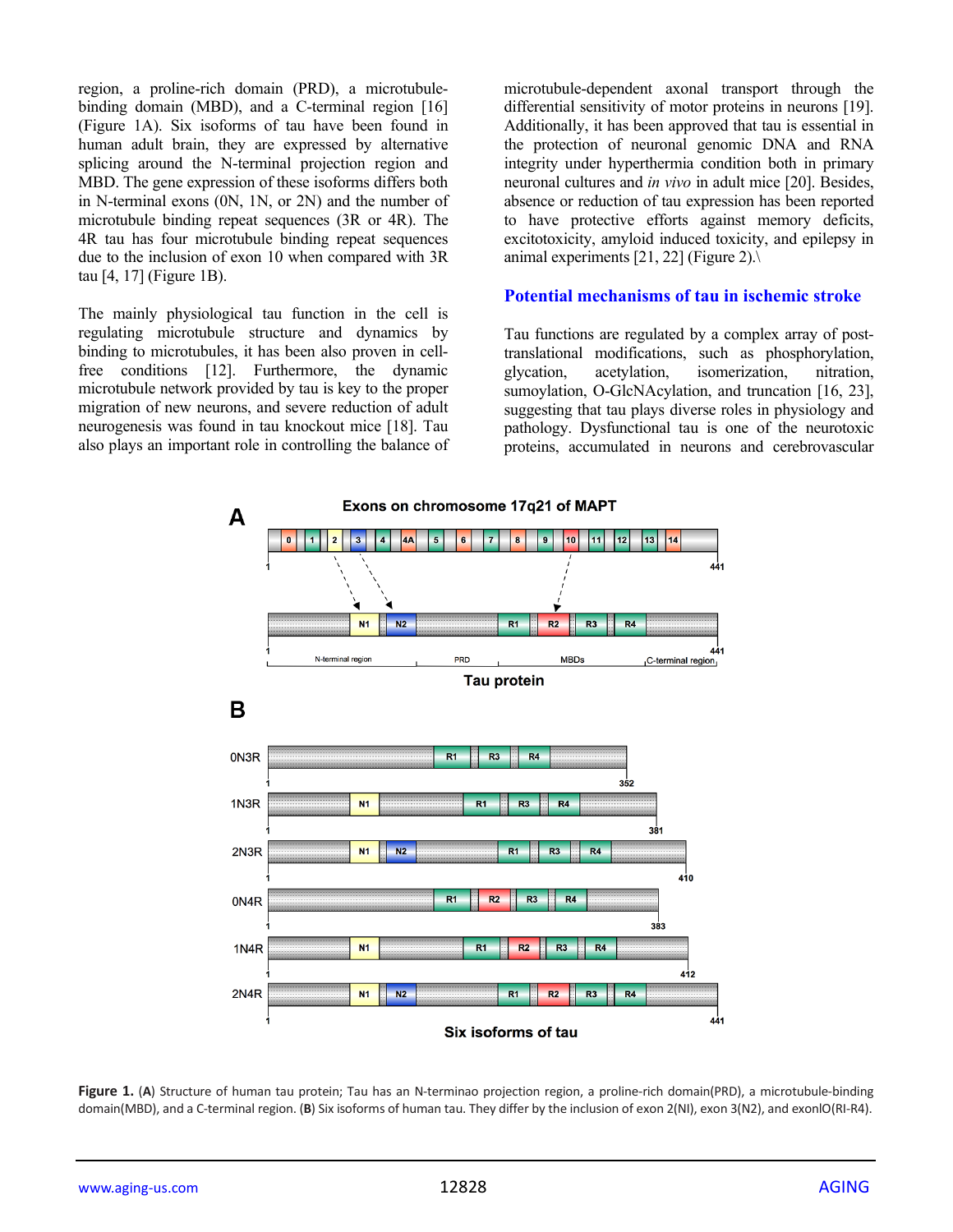region, a proline-rich domain (PRD), a microtubule-binding domain (MBD), and a C-terminal region [16] (Figure 1A). Six isoforms of tau have been found in human adult brain, they are expressed by alternative splicing around the N-terminal projection region and MBD. The gene expression of these isoforms differs both in N-terminal exons (0N, 1N, or 2N) and the number of microtubule binding repeat sequences (3R or 4R). The 4R tau has four microtubule binding repeat sequences due to the inclusion of exon 10 when compared with 3R tau [4, 17] (Figure 1B).

The mainly physiological tau function in the cell is regulating microtubule structure and dynamics by binding to microtubules, it has been also proven in cell-free conditions [12]. Furthermore, the dynamic microtubule network provided by tau is key to the proper migration of new neurons, and severe reduction of adult neurogenesis was found in tau knockout mice [18]. Tau also plays an important role in controlling the balance of microtubule-dependent axonal transport through the differential sensitivity of motor proteins in neurons [19]. Additionally, it has been approved that tau is essential in the protection of neuronal genomic DNA and RNA integrity under hyperthermia condition both in primary neuronal cultures and *in vivo* in adult mice [20]. Besides, absence or reduction of tau expression has been reported to have protective efforts against memory deficits, excitotoxicity, amyloid induced toxicity, and epilepsy in animal experiments [21, 22] (Figure 2).\

## Potential mechanisms of tau in ischemic stroke

Tau functions are regulated by a complex array of post-translational modifications, such as phosphorylation, glycation, acetylation, isomerization, nitration, sumoylation, O-GlcNAcylation, and truncation [16, 23], suggesting that tau plays diverse roles in physiology and pathology. Dysfunctional tau is one of the neurotoxic proteins, accumulated in neurons and cerebrovascular

**Figure 1.** (**A**) Structure of human tau protein; Tau has an N-terminao projection region, a proline-rich domain(PRD), a microtubule-binding domain(MBD), and a C-terminal region. (**B**) Six isoforms of human tau. They differ by the inclusion of exon 2(NI), exon 3(N2), and exonlO(RI-R4).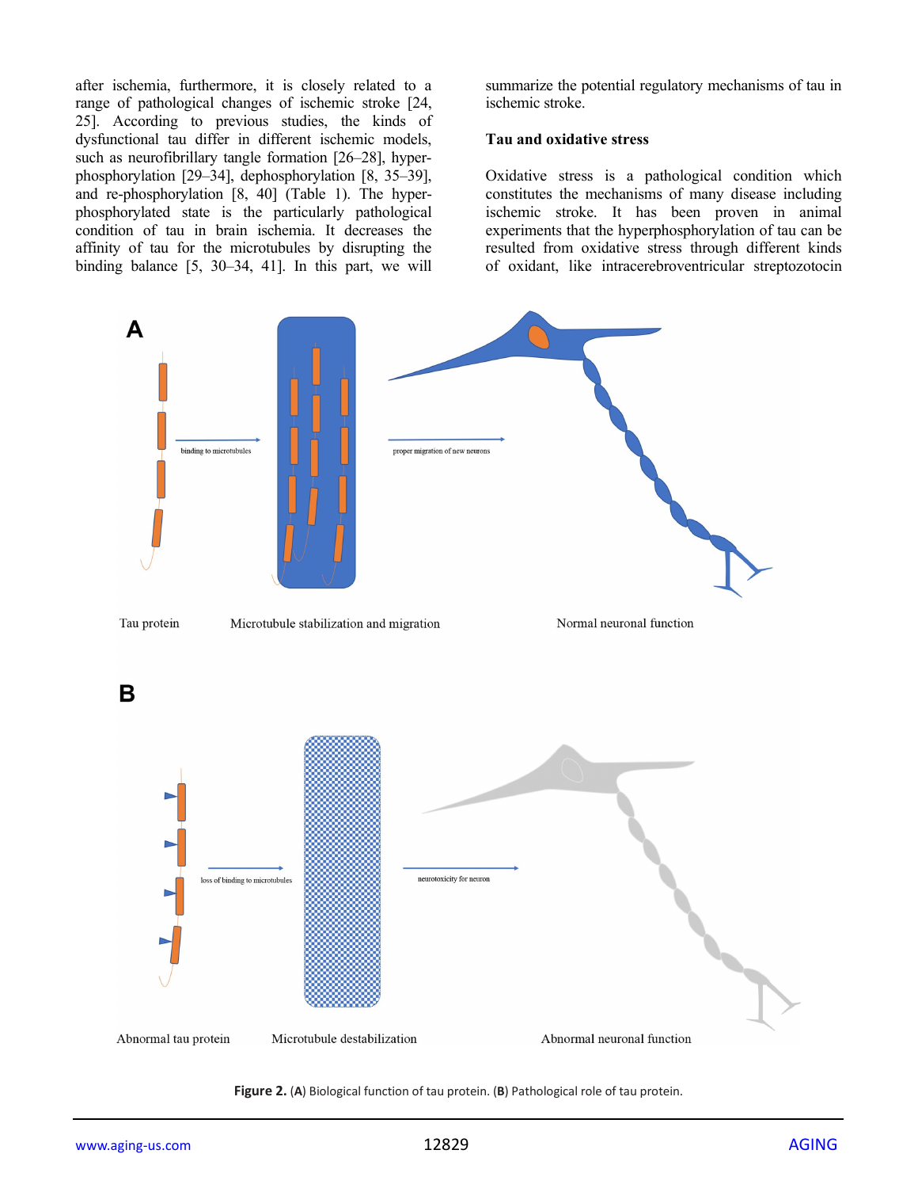after ischemia, furthermore, it is closely related to a range of pathological changes of ischemic stroke [24, 25]. According to previous studies, the kinds of dysfunctional tau differ in different ischemic models, such as neurofibrillary tangle formation [26–28], hyper-phosphorylation [29–34], dephosphorylation [8, 35–39], and re-phosphorylation [8, 40] (Table 1). The hyper-phosphorylated state is the particularly pathological condition of tau in brain ischemia. It decreases the affinity of tau for the microtubules by disrupting the binding balance [5, 30–34, 41]. In this part, we will summarize the potential regulatory mechanisms of tau in ischemic stroke.

### Tau and oxidative stress

Oxidative stress is a pathological condition which constitutes the mechanisms of many disease including ischemic stroke. It has been proven in animal experiments that the hyperphosphorylation of tau can be resulted from oxidative stress through different kinds of oxidant, like intracerebroventricular streptozotocin

**Figure 2.** (**A**) Biological function of tau protein. (**B**) Pathological role of tau protein.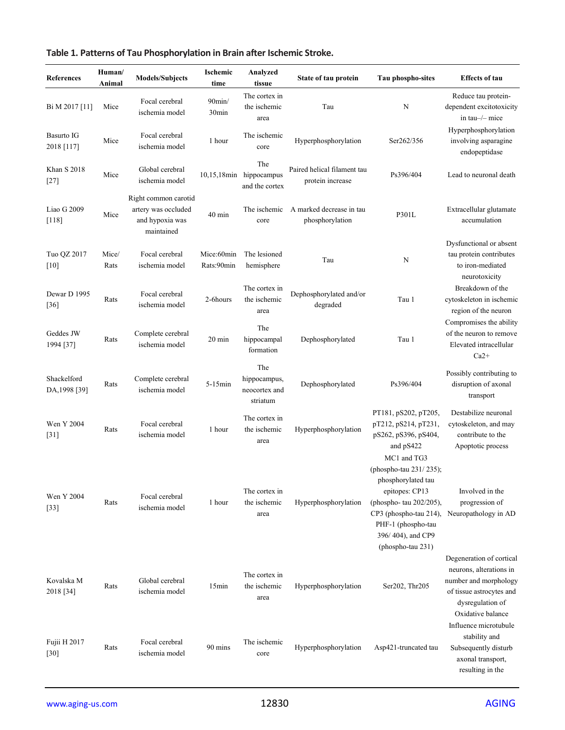**Table 1. Patterns of Tau Phosphorylation in Brain after Ischemic Stroke.**

| References | Human/ Animal | Models/Subjects | Ischemic time | Analyzed tissue | State of tau protein | Tau phospho-sites | Effects of tau |
|---|---|---|---|---|---|---|---|
| Bi M 2017 [11] | Mice | Focal cerebral ischemia model | 90min/ 30min | The cortex in the ischemic area | Tau | N | Reduce tau protein-dependent excitotoxicity in tau–/– mice |
| Basurto IG 2018 [117] | Mice | Focal cerebral ischemia model | 1 hour | The ischemic core | Hyperphosphorylation | Ser262/356 | Hyperphosphorylation involving asparagine endopeptidase |
| Khan S 2018 [27] | Mice | Global cerebral ischemia model | 10,15,18min | The hippocampus and the cortex | Paired helical filament tau protein increase | Ps396/404 | Lead to neuronal death |
| Liao G 2009 [118] | Mice | Right common carotid artery was occluded and hypoxia was maintained | 40 min | The ischemic core | A marked decrease in tau phosphorylation | P301L | Extracellular glutamate accumulation |
| Tuo QZ 2017 [10] | Mice/ Rats | Focal cerebral ischemia model | Mice:60min Rats:90min | The lesioned hemisphere | Tau | N | Dysfunctional or absent tau protein contributes to iron-mediated neurotoxicity |
| Dewar D 1995 [36] | Rats | Focal cerebral ischemia model | 2-6hours | The cortex in the ischemic area | Dephosphorylated and/or degraded | Tau 1 | Breakdown of the cytoskeleton in ischemic region of the neuron |
| Geddes JW 1994 [37] | Rats | Complete cerebral ischemia model | 20 min | The hippocampal formation | Dephosphorylated | Tau 1 | Compromises the ability of the neuron to remove Elevated intracellular Ca2+ |
| Shackelford DA,1998 [39] | Rats | Complete cerebral ischemia model | 5-15min | The hippocampus, neocortex and striatum | Dephosphorylated | Ps396/404 | Possibly contributing to disruption of axonal transport |
| Wen Y 2004 [31] | Rats | Focal cerebral ischemia model | 1 hour | The cortex in the ischemic area | Hyperphosphorylation | PT181, pS202, pT205, pT212, pS214, pT231, pS262, pS396, pS404, and pS422 | Destabilize neuronal cytoskeleton, and may contribute to the Apoptotic process |
| Wen Y 2004 [33] | Rats | Focal cerebral ischemia model | 1 hour | The cortex in the ischemic area | Hyperphosphorylation | MC1 and TG3 (phospho-tau 231/ 235); phosphorylated tau epitopes: CP13 (phospho- tau 202/205), CP3 (phospho-tau 214), PHF-1 (phospho-tau 396/ 404), and CP9 (phospho-tau 231) | Involved in the progression of Neuropathology in AD |
| Kovalska M 2018 [34] | Rats | Global cerebral ischemia model | 15min | The cortex in the ischemic area | Hyperphosphorylation | Ser202, Thr205 | Degeneration of cortical neurons, alterations in number and morphology of tissue astrocytes and dysregulation of Oxidative balance |
| Fujii H 2017 [30] | Rats | Focal cerebral ischemia model | 90 mins | The ischemic core | Hyperphosphorylation | Asp421-truncated tau | Influence microtubule stability and Subsequently disturb axonal transport, resulting in the |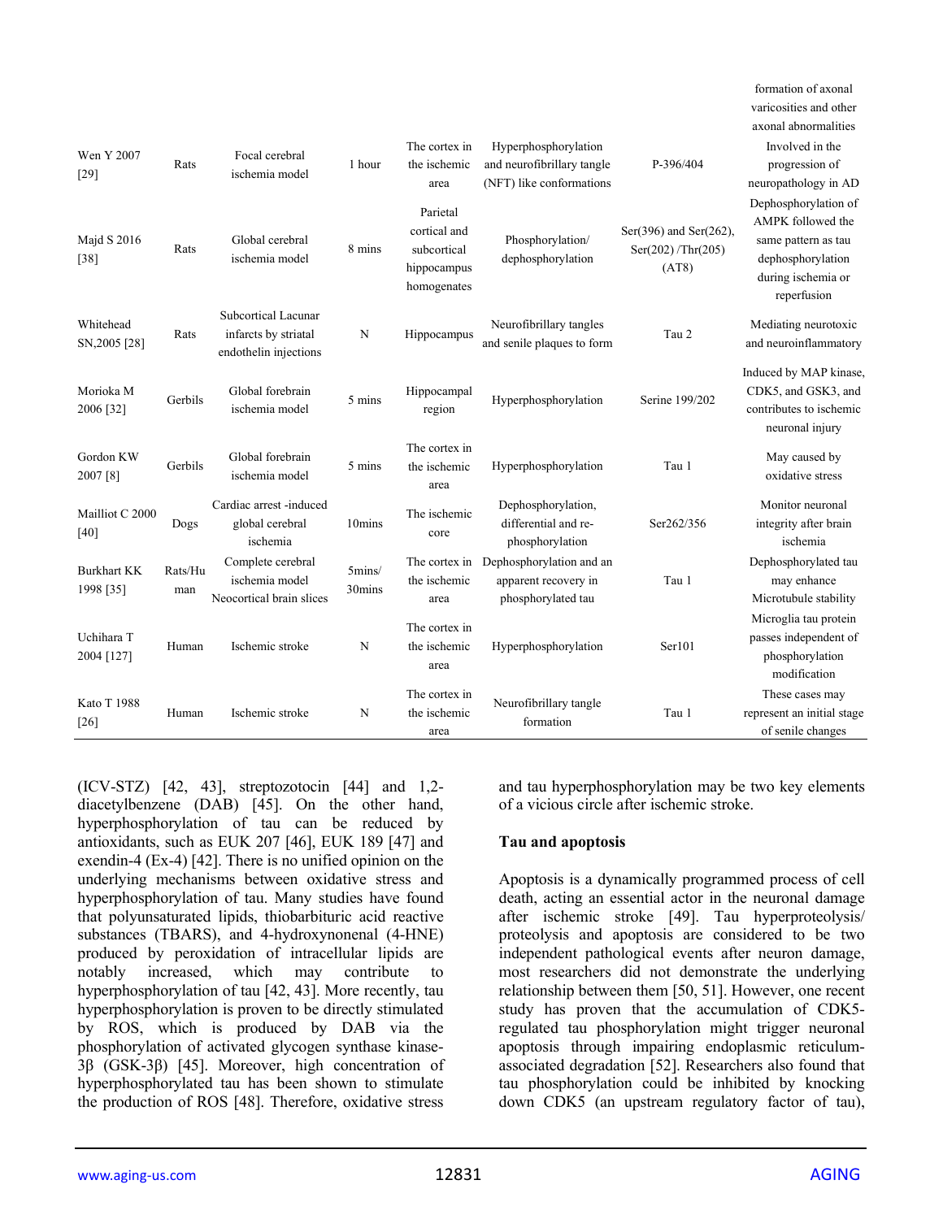| | | | | | | | formation of axonal varicosities and other axonal abnormalities |
|---|---|---|---|---|---|---|---|
| Wen Y 2007 [29] | Rats | Focal cerebral ischemia model | 1 hour | The cortex in the ischemic area | Hyperphosphorylation and neurofibrillary tangle (NFT) like conformations | P-396/404 | Involved in the progression of neuropathology in AD |
| Majd S 2016 [38] | Rats | Global cerebral ischemia model | 8 mins | Parietal cortical and subcortical hippocampus homogenates | Phosphorylation/ dephosphorylation | Ser(396) and Ser(262), Ser(202) /Thr(205) (AT8) | Dephosphorylation of AMPK followed the same pattern as tau dephosphorylation during ischemia or reperfusion |
| Whitehead SN,2005 [28] | Rats | Subcortical Lacunar infarcts by striatal endothelin injections | N | Hippocampus | Neurofibrillary tangles and senile plaques to form | Tau 2 | Mediating neurotoxic and neuroinflammatory |
| Morioka M 2006 [32] | Gerbils | Global forebrain ischemia model | 5 mins | Hippocampal region | Hyperphosphorylation | Serine 199/202 | Induced by MAP kinase, CDK5, and GSK3, and contributes to ischemic neuronal injury |
| Gordon KW 2007 [8] | Gerbils | Global forebrain ischemia model | 5 mins | The cortex in the ischemic area | Hyperphosphorylation | Tau 1 | May caused by oxidative stress |
| Mailliot C 2000 [40] | Dogs | Cardiac arrest -induced global cerebral ischemia | 10mins | The ischemic core | Dephosphorylation, differential and re-phosphorylation | Ser262/356 | Monitor neuronal integrity after brain ischemia |
| Burkhart KK 1998 [35] | Rats/Human | Complete cerebral ischemia model Neocortical brain slices | 5mins/ 30mins | The cortex in the ischemic area | Dephosphorylation and an apparent recovery in phosphorylated tau | Tau 1 | Dephosphorylated tau may enhance Microtubule stability |
| Uchihara T 2004 [127] | Human | Ischemic stroke | N | The cortex in the ischemic area | Hyperphosphorylation | Ser101 | Microglia tau protein passes independent of phosphorylation modification |
| Kato T 1988 [26] | Human | Ischemic stroke | N | The cortex in the ischemic area | Neurofibrillary tangle formation | Tau 1 | These cases may represent an initial stage of senile changes |

(ICV-STZ) [42, 43], streptozotocin [44] and 1,2-diacetylbenzene (DAB) [45]. On the other hand, hyperphosphorylation of tau can be reduced by antioxidants, such as EUK 207 [46], EUK 189 [47] and exendin-4 (Ex-4) [42]. There is no unified opinion on the underlying mechanisms between oxidative stress and hyperphosphorylation of tau. Many studies have found that polyunsaturated lipids, thiobarbituric acid reactive substances (TBARS), and 4-hydroxynonenal (4-HNE) produced by peroxidation of intracellular lipids are notably increased, which may contribute to hyperphosphorylation of tau [42, 43]. More recently, tau hyperphosphorylation is proven to be directly stimulated by ROS, which is produced by DAB via the phosphorylation of activated glycogen synthase kinase-3β (GSK-3β) [45]. Moreover, high concentration of hyperphosphorylated tau has been shown to stimulate the production of ROS [48]. Therefore, oxidative stress and tau hyperphosphorylation may be two key elements of a vicious circle after ischemic stroke.

## Tau and apoptosis

Apoptosis is a dynamically programmed process of cell death, acting an essential actor in the neuronal damage after ischemic stroke [49]. Tau hyperproteolysis/ proteolysis and apoptosis are considered to be two independent pathological events after neuron damage, most researchers did not demonstrate the underlying relationship between them [50, 51]. However, one recent study has proven that the accumulation of CDK5-regulated tau phosphorylation might trigger neuronal apoptosis through impairing endoplasmic reticulum-associated degradation [52]. Researchers also found that tau phosphorylation could be inhibited by knocking down CDK5 (an upstream regulatory factor of tau),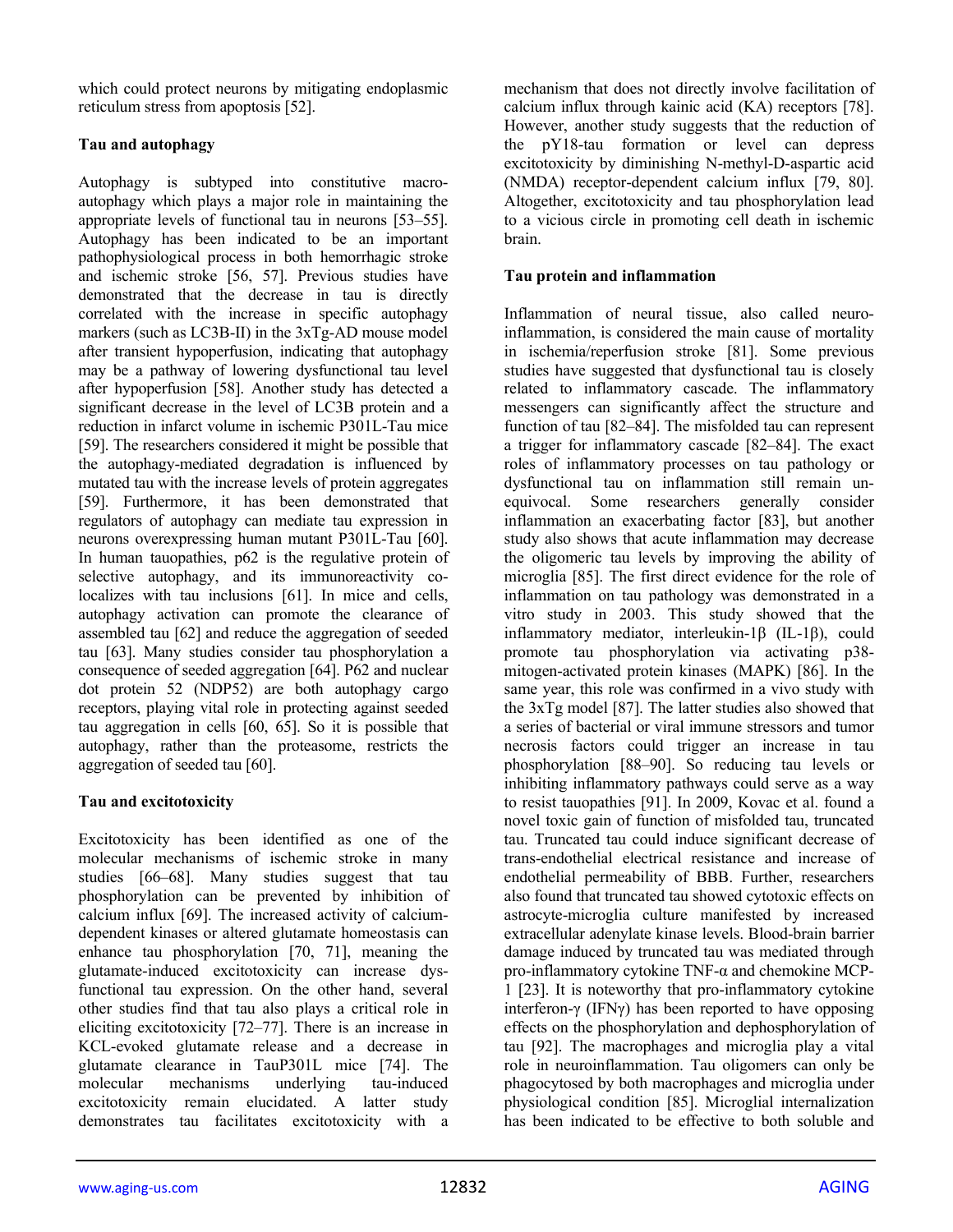which could protect neurons by mitigating endoplasmic reticulum stress from apoptosis [52].

## Tau and autophagy

Autophagy is subtyped into constitutive macro-autophagy which plays a major role in maintaining the appropriate levels of functional tau in neurons [53–55]. Autophagy has been indicated to be an important pathophysiological process in both hemorrhagic stroke and ischemic stroke [56, 57]. Previous studies have demonstrated that the decrease in tau is directly correlated with the increase in specific autophagy markers (such as LC3B-II) in the 3xTg-AD mouse model after transient hypoperfusion, indicating that autophagy may be a pathway of lowering dysfunctional tau level after hypoperfusion [58]. Another study has detected a significant decrease in the level of LC3B protein and a reduction in infarct volume in ischemic P301L-Tau mice [59]. The researchers considered it might be possible that the autophagy-mediated degradation is influenced by mutated tau with the increase levels of protein aggregates [59]. Furthermore, it has been demonstrated that regulators of autophagy can mediate tau expression in neurons overexpressing human mutant P301L-Tau [60]. In human tauopathies, p62 is the regulative protein of selective autophagy, and its immunoreactivity co-localizes with tau inclusions [61]. In mice and cells, autophagy activation can promote the clearance of assembled tau [62] and reduce the aggregation of seeded tau [63]. Many studies consider tau phosphorylation a consequence of seeded aggregation [64]. P62 and nuclear dot protein 52 (NDP52) are both autophagy cargo receptors, playing vital role in protecting against seeded tau aggregation in cells [60, 65]. So it is possible that autophagy, rather than the proteasome, restricts the aggregation of seeded tau [60].

## Tau and excitotoxicity

Excitotoxicity has been identified as one of the molecular mechanisms of ischemic stroke in many studies [66–68]. Many studies suggest that tau phosphorylation can be prevented by inhibition of calcium influx [69]. The increased activity of calcium-dependent kinases or altered glutamate homeostasis can enhance tau phosphorylation [70, 71], meaning the glutamate-induced excitotoxicity can increase dysfunctional tau expression. On the other hand, several other studies find that tau also plays a critical role in eliciting excitotoxicity [72–77]. There is an increase in KCL-evoked glutamate release and a decrease in glutamate clearance in TauP301L mice [74]. The molecular mechanisms underlying tau-induced excitotoxicity remain elucidated. A latter study demonstrates tau facilitates excitotoxicity with a mechanism that does not directly involve facilitation of calcium influx through kainic acid (KA) receptors [78]. However, another study suggests that the reduction of the pY18-tau formation or level can depress excitotoxicity by diminishing N-methyl-D-aspartic acid (NMDA) receptor-dependent calcium influx [79, 80]. Altogether, excitotoxicity and tau phosphorylation lead to a vicious circle in promoting cell death in ischemic brain.

## Tau protein and inflammation

Inflammation of neural tissue, also called neuro-inflammation, is considered the main cause of mortality in ischemia/reperfusion stroke [81]. Some previous studies have suggested that dysfunctional tau is closely related to inflammatory cascade. The inflammatory messengers can significantly affect the structure and function of tau [82–84]. The misfolded tau can represent a trigger for inflammatory cascade [82–84]. The exact roles of inflammatory processes on tau pathology or dysfunctional tau on inflammation still remain un-equivocal. Some researchers generally consider inflammation an exacerbating factor [83], but another study also shows that acute inflammation may decrease the oligomeric tau levels by improving the ability of microglia [85]. The first direct evidence for the role of inflammation on tau pathology was demonstrated in a vitro study in 2003. This study showed that the inflammatory mediator, interleukin-1β (IL-1β), could promote tau phosphorylation via activating p38-mitogen-activated protein kinases (MAPK) [86]. In the same year, this role was confirmed in a vivo study with the 3xTg model [87]. The latter studies also showed that a series of bacterial or viral immune stressors and tumor necrosis factors could trigger an increase in tau phosphorylation [88–90]. So reducing tau levels or inhibiting inflammatory pathways could serve as a way to resist tauopathies [91]. In 2009, Kovac et al. found a novel toxic gain of function of misfolded tau, truncated tau. Truncated tau could induce significant decrease of trans-endothelial electrical resistance and increase of endothelial permeability of BBB. Further, researchers also found that truncated tau showed cytotoxic effects on astrocyte-microglia culture manifested by increased extracellular adenylate kinase levels. Blood-brain barrier damage induced by truncated tau was mediated through pro-inflammatory cytokine TNF-α and chemokine MCP-1 [23]. It is noteworthy that pro-inflammatory cytokine interferon-γ (IFNγ) has been reported to have opposing effects on the phosphorylation and dephosphorylation of tau [92]. The macrophages and microglia play a vital role in neuroinflammation. Tau oligomers can only be phagocytosed by both macrophages and microglia under physiological condition [85]. Microglial internalization has been indicated to be effective to both soluble and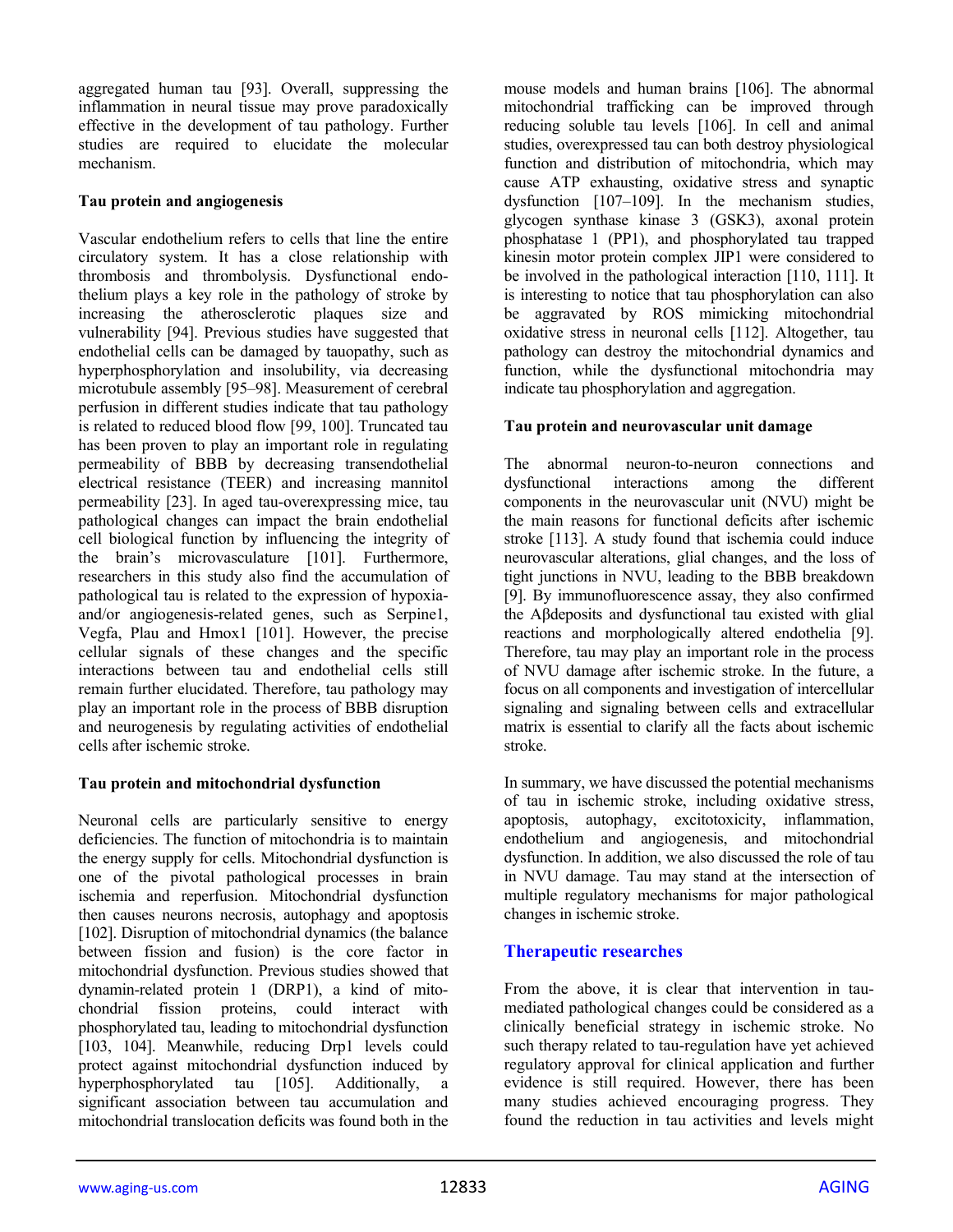aggregated human tau [93]. Overall, suppressing the inflammation in neural tissue may prove paradoxically effective in the development of tau pathology. Further studies are required to elucidate the molecular mechanism.

**Tau protein and angiogenesis**

Vascular endothelium refers to cells that line the entire circulatory system. It has a close relationship with thrombosis and thrombolysis. Dysfunctional endothelium plays a key role in the pathology of stroke by increasing the atherosclerotic plaques size and vulnerability [94]. Previous studies have suggested that endothelial cells can be damaged by tauopathy, such as hyperphosphorylation and insolubility, via decreasing microtubule assembly [95–98]. Measurement of cerebral perfusion in different studies indicate that tau pathology is related to reduced blood flow [99, 100]. Truncated tau has been proven to play an important role in regulating permeability of BBB by decreasing transendothelial electrical resistance (TEER) and increasing mannitol permeability [23]. In aged tau-overexpressing mice, tau pathological changes can impact the brain endothelial cell biological function by influencing the integrity of the brain's microvasculature [101]. Furthermore, researchers in this study also find the accumulation of pathological tau is related to the expression of hypoxia- and/or angiogenesis-related genes, such as Serpine1, Vegfa, Plau and Hmox1 [101]. However, the precise cellular signals of these changes and the specific interactions between tau and endothelial cells still remain further elucidated. Therefore, tau pathology may play an important role in the process of BBB disruption and neurogenesis by regulating activities of endothelial cells after ischemic stroke.

**Tau protein and mitochondrial dysfunction**

Neuronal cells are particularly sensitive to energy deficiencies. The function of mitochondria is to maintain the energy supply for cells. Mitochondrial dysfunction is one of the pivotal pathological processes in brain ischemia and reperfusion. Mitochondrial dysfunction then causes neurons necrosis, autophagy and apoptosis [102]. Disruption of mitochondrial dynamics (the balance between fission and fusion) is the core factor in mitochondrial dysfunction. Previous studies showed that dynamin-related protein 1 (DRP1), a kind of mitochondrial fission proteins, could interact with phosphorylated tau, leading to mitochondrial dysfunction [103, 104]. Meanwhile, reducing Drp1 levels could protect against mitochondrial dysfunction induced by hyperphosphorylated tau [105]. Additionally, a significant association between tau accumulation and mitochondrial translocation deficits was found both in the mouse models and human brains [106]. The abnormal mitochondrial trafficking can be improved through reducing soluble tau levels [106]. In cell and animal studies, overexpressed tau can both destroy physiological function and distribution of mitochondria, which may cause ATP exhausting, oxidative stress and synaptic dysfunction [107–109]. In the mechanism studies, glycogen synthase kinase 3 (GSK3), axonal protein phosphatase 1 (PP1), and phosphorylated tau trapped kinesin motor protein complex JIP1 were considered to be involved in the pathological interaction [110, 111]. It is interesting to notice that tau phosphorylation can also be aggravated by ROS mimicking mitochondrial oxidative stress in neuronal cells [112]. Altogether, tau pathology can destroy the mitochondrial dynamics and function, while the dysfunctional mitochondria may indicate tau phosphorylation and aggregation.

**Tau protein and neurovascular unit damage**

The abnormal neuron-to-neuron connections and dysfunctional interactions among the different components in the neurovascular unit (NVU) might be the main reasons for functional deficits after ischemic stroke [113]. A study found that ischemia could induce neurovascular alterations, glial changes, and the loss of tight junctions in NVU, leading to the BBB breakdown [9]. By immunofluorescence assay, they also confirmed the Aβdeposits and dysfunctional tau existed with glial reactions and morphologically altered endothelia [9]. Therefore, tau may play an important role in the process of NVU damage after ischemic stroke. In the future, a focus on all components and investigation of intercellular signaling and signaling between cells and extracellular matrix is essential to clarify all the facts about ischemic stroke.

In summary, we have discussed the potential mechanisms of tau in ischemic stroke, including oxidative stress, apoptosis, autophagy, excitotoxicity, inflammation, endothelium and angiogenesis, and mitochondrial dysfunction. In addition, we also discussed the role of tau in NVU damage. Tau may stand at the intersection of multiple regulatory mechanisms for major pathological changes in ischemic stroke.

## Therapeutic researches

From the above, it is clear that intervention in tau-mediated pathological changes could be considered as a clinically beneficial strategy in ischemic stroke. No such therapy related to tau-regulation have yet achieved regulatory approval for clinical application and further evidence is still required. However, there has been many studies achieved encouraging progress. They found the reduction in tau activities and levels might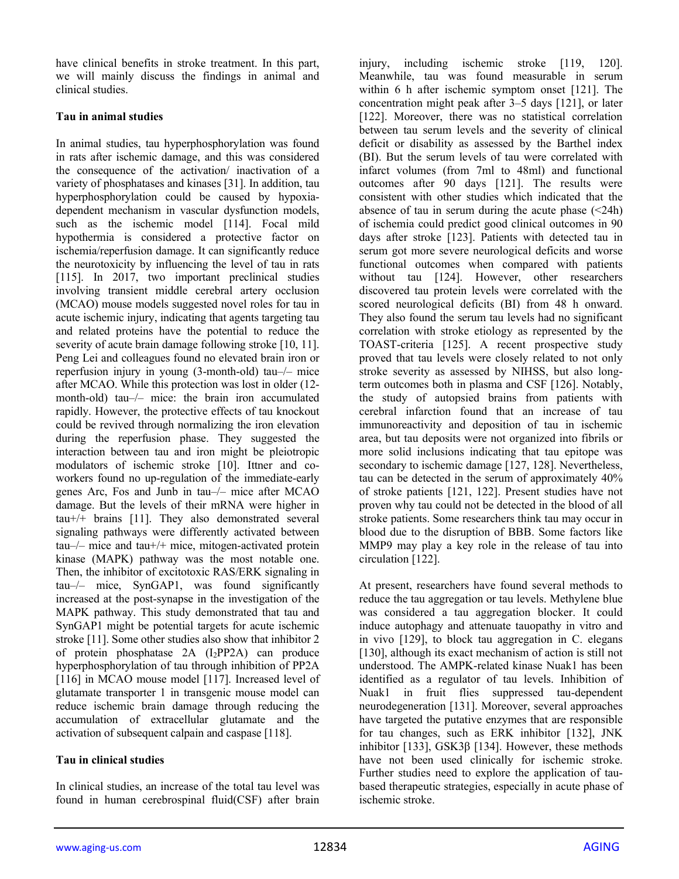have clinical benefits in stroke treatment. In this part, we will mainly discuss the findings in animal and clinical studies.

**Tau in animal studies**

In animal studies, tau hyperphosphorylation was found in rats after ischemic damage, and this was considered the consequence of the activation/ inactivation of a variety of phosphatases and kinases [31]. In addition, tau hyperphosphorylation could be caused by hypoxia-dependent mechanism in vascular dysfunction models, such as the ischemic model [114]. Focal mild hypothermia is considered a protective factor on ischemia/reperfusion damage. It can significantly reduce the neurotoxicity by influencing the level of tau in rats [115]. In 2017, two important preclinical studies involving transient middle cerebral artery occlusion (MCAO) mouse models suggested novel roles for tau in acute ischemic injury, indicating that agents targeting tau and related proteins have the potential to reduce the severity of acute brain damage following stroke [10, 11]. Peng Lei and colleagues found no elevated brain iron or reperfusion injury in young (3-month-old) tau–/– mice after MCAO. While this protection was lost in older (12-month-old) tau–/– mice: the brain iron accumulated rapidly. However, the protective effects of tau knockout could be revived through normalizing the iron elevation during the reperfusion phase. They suggested the interaction between tau and iron might be pleiotropic modulators of ischemic stroke [10]. Ittner and co-workers found no up-regulation of the immediate-early genes Arc, Fos and Junb in tau–/– mice after MCAO damage. But the levels of their mRNA were higher in tau+/+ brains [11]. They also demonstrated several signaling pathways were differently activated between tau–/– mice and tau+/+ mice, mitogen-activated protein kinase (MAPK) pathway was the most notable one. Then, the inhibitor of excitotoxic RAS/ERK signaling in tau–/– mice, SynGAP1, was found significantly increased at the post-synapse in the investigation of the MAPK pathway. This study demonstrated that tau and SynGAP1 might be potential targets for acute ischemic stroke [11]. Some other studies also show that inhibitor 2 of protein phosphatase 2A ($I_2PP2A$) can produce hyperphosphorylation of tau through inhibition of PP2A [116] in MCAO mouse model [117]. Increased level of glutamate transporter 1 in transgenic mouse model can reduce ischemic brain damage through reducing the accumulation of extracellular glutamate and the activation of subsequent calpain and caspase [118].

**Tau in clinical studies**

In clinical studies, an increase of the total tau level was found in human cerebrospinal fluid(CSF) after brain injury, including ischemic stroke [119, 120]. Meanwhile, tau was found measurable in serum within 6 h after ischemic symptom onset [121]. The concentration might peak after 3–5 days [121], or later [122]. Moreover, there was no statistical correlation between tau serum levels and the severity of clinical deficit or disability as assessed by the Barthel index (BI). But the serum levels of tau were correlated with infarct volumes (from 7ml to 48ml) and functional outcomes after 90 days [121]. The results were consistent with other studies which indicated that the absence of tau in serum during the acute phase (<24h) of ischemia could predict good clinical outcomes in 90 days after stroke [123]. Patients with detected tau in serum got more severe neurological deficits and worse functional outcomes when compared with patients without tau [124]. However, other researchers discovered tau protein levels were correlated with the scored neurological deficits (BI) from 48 h onward. They also found the serum tau levels had no significant correlation with stroke etiology as represented by the TOAST-criteria [125]. A recent prospective study proved that tau levels were closely related to not only stroke severity as assessed by NIHSS, but also long-term outcomes both in plasma and CSF [126]. Notably, the study of autopsied brains from patients with cerebral infarction found that an increase of tau immunoreactivity and deposition of tau in ischemic area, but tau deposits were not organized into fibrils or more solid inclusions indicating that tau epitope was secondary to ischemic damage [127, 128]. Nevertheless, tau can be detected in the serum of approximately 40% of stroke patients [121, 122]. Present studies have not proven why tau could not be detected in the blood of all stroke patients. Some researchers think tau may occur in blood due to the disruption of BBB. Some factors like MMP9 may play a key role in the release of tau into circulation [122].

At present, researchers have found several methods to reduce the tau aggregation or tau levels. Methylene blue was considered a tau aggregation blocker. It could induce autophagy and attenuate tauopathy in vitro and in vivo [129], to block tau aggregation in C. elegans [130], although its exact mechanism of action is still not understood. The AMPK-related kinase Nuak1 has been identified as a regulator of tau levels. Inhibition of Nuak1 in fruit flies suppressed tau-dependent neurodegeneration [131]. Moreover, several approaches have targeted the putative enzymes that are responsible for tau changes, such as ERK inhibitor [132], JNK inhibitor [133], GSK3β [134]. However, these methods have not been used clinically for ischemic stroke. Further studies need to explore the application of tau-based therapeutic strategies, especially in acute phase of ischemic stroke.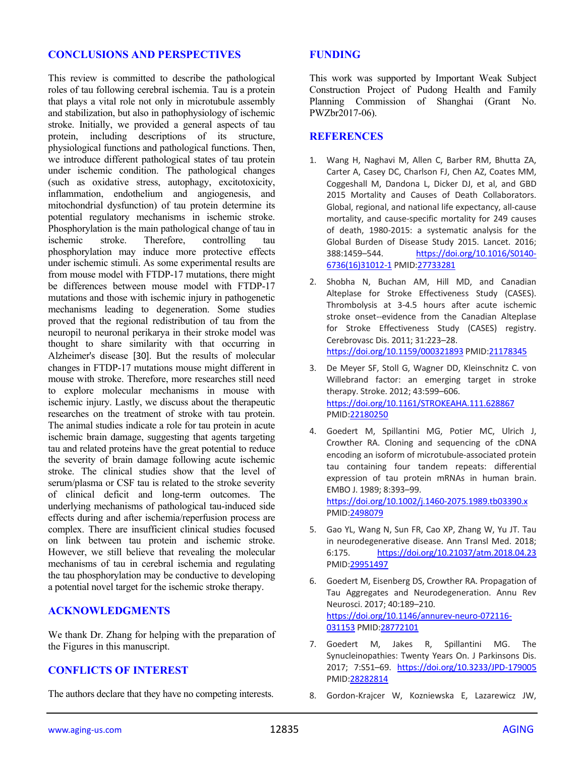## CONCLUSIONS AND PERSPECTIVES

This review is committed to describe the pathological roles of tau following cerebral ischemia. Tau is a protein that plays a vital role not only in microtubule assembly and stabilization, but also in pathophysiology of ischemic stroke. Initially, we provided a general aspects of tau protein, including descriptions of its structure, physiological functions and pathological functions. Then, we introduce different pathological states of tau protein under ischemic condition. The pathological changes (such as oxidative stress, autophagy, excitotoxicity, inflammation, endothelium and angiogenesis, and mitochondrial dysfunction) of tau protein determine its potential regulatory mechanisms in ischemic stroke. Phosphorylation is the main pathological change of tau in ischemic stroke. Therefore, controlling tau phosphorylation may induce more protective effects under ischemic stimuli. As some experimental results are from mouse model with FTDP-17 mutations, there might be differences between mouse model with FTDP-17 mutations and those with ischemic injury in pathogenetic mechanisms leading to degeneration. Some studies proved that the regional redistribution of tau from the neuropil to neuronal perikarya in their stroke model was thought to share similarity with that occurring in Alzheimer's disease [30]. But the results of molecular changes in FTDP-17 mutations mouse might different in mouse with stroke. Therefore, more researches still need to explore molecular mechanisms in mouse with ischemic injury. Lastly, we discuss about the therapeutic researches on the treatment of stroke with tau protein. The animal studies indicate a role for tau protein in acute ischemic brain damage, suggesting that agents targeting tau and related proteins have the great potential to reduce the severity of brain damage following acute ischemic stroke. The clinical studies show that the level of serum/plasma or CSF tau is related to the stroke severity of clinical deficit and long-term outcomes. The underlying mechanisms of pathological tau-induced side effects during and after ischemia/reperfusion process are complex. There are insufficient clinical studies focused on link between tau protein and ischemic stroke. However, we still believe that revealing the molecular mechanisms of tau in cerebral ischemia and regulating the tau phosphorylation may be conductive to developing a potential novel target for the ischemic stroke therapy.

## ACKNOWLEDGMENTS

We thank Dr. Zhang for helping with the preparation of the Figures in this manuscript.

## CONFLICTS OF INTEREST

The authors declare that they have no competing interests.

## FUNDING

This work was supported by Important Weak Subject Construction Project of Pudong Health and Family Planning Commission of Shanghai (Grant No. PWZbr2017-06).

## REFERENCES

1. Wang H, Naghavi M, Allen C, Barber RM, Bhutta ZA, Carter A, Casey DC, Charlson FJ, Chen AZ, Coates MM, Coggeshall M, Dandona L, Dicker DJ, et al, and GBD 2015 Mortality and Causes of Death Collaborators. Global, regional, and national life expectancy, all-cause mortality, and cause-specific mortality for 249 causes of death, 1980-2015: a systematic analysis for the Global Burden of Disease Study 2015. Lancet. 2016; 388:1459–544. https://doi.org/10.1016/S0140-6736(16)31012-1 PMID:27733281

2. Shobha N, Buchan AM, Hill MD, and Canadian Alteplase for Stroke Effectiveness Study (CASES). Thrombolysis at 3-4.5 hours after acute ischemic stroke onset--evidence from the Canadian Alteplase for Stroke Effectiveness Study (CASES) registry. Cerebrovasc Dis. 2011; 31:223–28. https://doi.org/10.1159/000321893 PMID:21178345

3. De Meyer SF, Stoll G, Wagner DD, Kleinschnitz C. von Willebrand factor: an emerging target in stroke therapy. Stroke. 2012; 43:599–606. https://doi.org/10.1161/STROKEAHA.111.628867 PMID:22180250

4. Goedert M, Spillantini MG, Potier MC, Ulrich J, Crowther RA. Cloning and sequencing of the cDNA encoding an isoform of microtubule-associated protein tau containing four tandem repeats: differential expression of tau protein mRNAs in human brain. EMBO J. 1989; 8:393–99. https://doi.org/10.1002/j.1460-2075.1989.tb03390.x PMID:2498079

5. Gao YL, Wang N, Sun FR, Cao XP, Zhang W, Yu JT. Tau in neurodegenerative disease. Ann Transl Med. 2018; 6:175. https://doi.org/10.21037/atm.2018.04.23 PMID:29951497

6. Goedert M, Eisenberg DS, Crowther RA. Propagation of Tau Aggregates and Neurodegeneration. Annu Rev Neurosci. 2017; 40:189–210. https://doi.org/10.1146/annurev-neuro-072116-031153 PMID:28772101

7. Goedert M, Jakes R, Spillantini MG. The Synucleinopathies: Twenty Years On. J Parkinsons Dis. 2017; 7:S51–69. https://doi.org/10.3233/JPD-179005 PMID:28282814

8. Gordon-Krajcer W, Kozniewska E, Lazarewicz JW,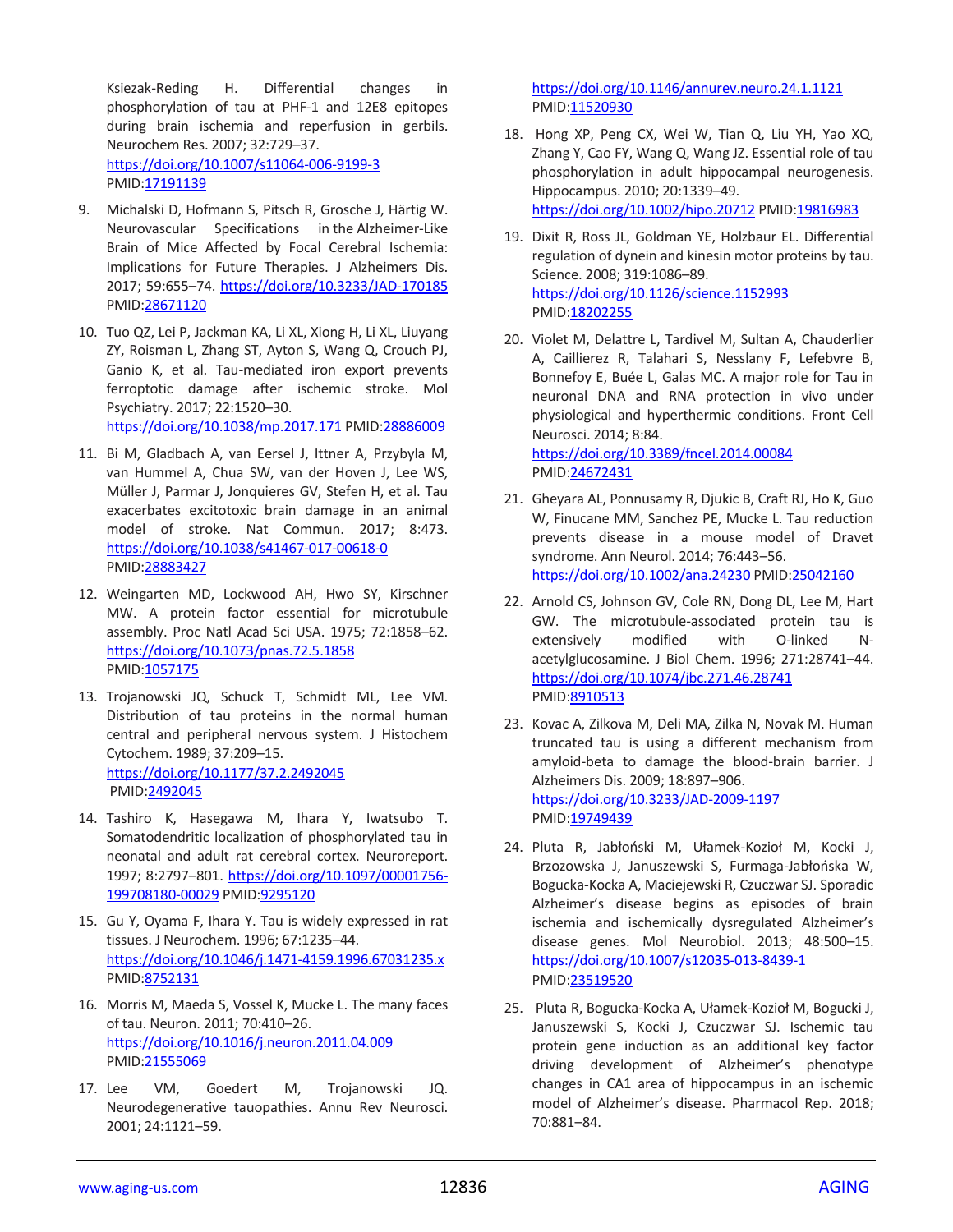Ksiezak-Reding H. Differential changes in phosphorylation of tau at PHF-1 and 12E8 epitopes during brain ischemia and reperfusion in gerbils. Neurochem Res. 2007; 32:729–37. https://doi.org/10.1007/s11064-006-9199-3 PMID:17191139

9. Michalski D, Hofmann S, Pitsch R, Grosche J, Härtig W. Neurovascular Specifications in the Alzheimer-Like Brain of Mice Affected by Focal Cerebral Ischemia: Implications for Future Therapies. J Alzheimers Dis. 2017; 59:655–74. https://doi.org/10.3233/JAD-170185 PMID:28671120

10. Tuo QZ, Lei P, Jackman KA, Li XL, Xiong H, Li XL, Liuyang ZY, Roisman L, Zhang ST, Ayton S, Wang Q, Crouch PJ, Ganio K, et al. Tau-mediated iron export prevents ferroptotic damage after ischemic stroke. Mol Psychiatry. 2017; 22:1520–30. https://doi.org/10.1038/mp.2017.171 PMID:28886009

11. Bi M, Gladbach A, van Eersel J, Ittner A, Przybyla M, van Hummel A, Chua SW, van der Hoven J, Lee WS, Müller J, Parmar J, Jonquieres GV, Stefen H, et al. Tau exacerbates excitotoxic brain damage in an animal model of stroke. Nat Commun. 2017; 8:473. https://doi.org/10.1038/s41467-017-00618-0 PMID:28883427

12. Weingarten MD, Lockwood AH, Hwo SY, Kirschner MW. A protein factor essential for microtubule assembly. Proc Natl Acad Sci USA. 1975; 72:1858–62. https://doi.org/10.1073/pnas.72.5.1858 PMID:1057175

13. Trojanowski JQ, Schuck T, Schmidt ML, Lee VM. Distribution of tau proteins in the normal human central and peripheral nervous system. J Histochem Cytochem. 1989; 37:209–15. https://doi.org/10.1177/37.2.2492045 PMID:2492045

14. Tashiro K, Hasegawa M, Ihara Y, Iwatsubo T. Somatodendritic localization of phosphorylated tau in neonatal and adult rat cerebral cortex. Neuroreport. 1997; 8:2797–801. https://doi.org/10.1097/00001756-199708180-00029 PMID:9295120

15. Gu Y, Oyama F, Ihara Y. Tau is widely expressed in rat tissues. J Neurochem. 1996; 67:1235–44. https://doi.org/10.1046/j.1471-4159.1996.67031235.x PMID:8752131

16. Morris M, Maeda S, Vossel K, Mucke L. The many faces of tau. Neuron. 2011; 70:410–26. https://doi.org/10.1016/j.neuron.2011.04.009 PMID:21555069

17. Lee VM, Goedert M, Trojanowski JQ. Neurodegenerative tauopathies. Annu Rev Neurosci. 2001; 24:1121–59. https://doi.org/10.1146/annurev.neuro.24.1.1121 PMID:11520930

18. Hong XP, Peng CX, Wei W, Tian Q, Liu YH, Yao XQ, Zhang Y, Cao FY, Wang Q, Wang JZ. Essential role of tau phosphorylation in adult hippocampal neurogenesis. Hippocampus. 2010; 20:1339–49. https://doi.org/10.1002/hipo.20712 PMID:19816983

19. Dixit R, Ross JL, Goldman YE, Holzbaur EL. Differential regulation of dynein and kinesin motor proteins by tau. Science. 2008; 319:1086–89. https://doi.org/10.1126/science.1152993 PMID:18202255

20. Violet M, Delattre L, Tardivel M, Sultan A, Chauderlier A, Caillierez R, Talahari S, Nesslany F, Lefebvre B, Bonnefoy E, Buée L, Galas MC. A major role for Tau in neuronal DNA and RNA protection in vivo under physiological and hyperthermic conditions. Front Cell Neurosci. 2014; 8:84. https://doi.org/10.3389/fncel.2014.00084 PMID:24672431

21. Gheyara AL, Ponnusamy R, Djukic B, Craft RJ, Ho K, Guo W, Finucane MM, Sanchez PE, Mucke L. Tau reduction prevents disease in a mouse model of Dravet syndrome. Ann Neurol. 2014; 76:443–56. https://doi.org/10.1002/ana.24230 PMID:25042160

22. Arnold CS, Johnson GV, Cole RN, Dong DL, Lee M, Hart GW. The microtubule-associated protein tau is extensively modified with O-linked N-acetylglucosamine. J Biol Chem. 1996; 271:28741–44. https://doi.org/10.1074/jbc.271.46.28741 PMID:8910513

23. Kovac A, Zilkova M, Deli MA, Zilka N, Novak M. Human truncated tau is using a different mechanism from amyloid-beta to damage the blood-brain barrier. J Alzheimers Dis. 2009; 18:897–906. https://doi.org/10.3233/JAD-2009-1197 PMID:19749439

24. Pluta R, Jabłoński M, Ułamek-Kozioł M, Kocki J, Brzozowska J, Januszewski S, Furmaga-Jabłońska W, Bogucka-Kocka A, Maciejewski R, Czuczwar SJ. Sporadic Alzheimer's disease begins as episodes of brain ischemia and ischemically dysregulated Alzheimer's disease genes. Mol Neurobiol. 2013; 48:500–15. https://doi.org/10.1007/s12035-013-8439-1 PMID:23519520

25. Pluta R, Bogucka-Kocka A, Ułamek-Kozioł M, Bogucki J, Januszewski S, Kocki J, Czuczwar SJ. Ischemic tau protein gene induction as an additional key factor driving development of Alzheimer's phenotype changes in CA1 area of hippocampus in an ischemic model of Alzheimer's disease. Pharmacol Rep. 2018; 70:881–84.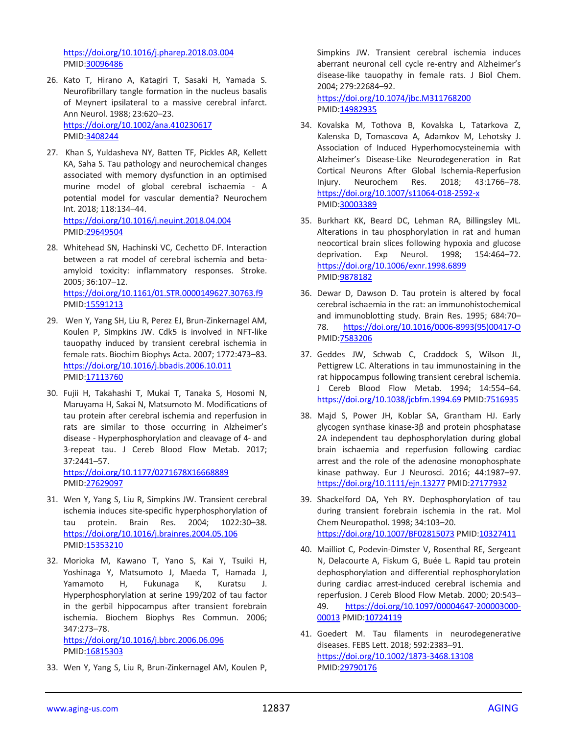https://doi.org/10.1016/j.pharep.2018.03.004 PMID:30096486

26. Kato T, Hirano A, Katagiri T, Sasaki H, Yamada S. Neurofibrillary tangle formation in the nucleus basalis of Meynert ipsilateral to a massive cerebral infarct. Ann Neurol. 1988; 23:620–23. https://doi.org/10.1002/ana.410230617 PMID:3408244

27. Khan S, Yuldasheva NY, Batten TF, Pickles AR, Kellett KA, Saha S. Tau pathology and neurochemical changes associated with memory dysfunction in an optimised murine model of global cerebral ischaemia - A potential model for vascular dementia? Neurochem Int. 2018; 118:134–44. https://doi.org/10.1016/j.neuint.2018.04.004 PMID:29649504

28. Whitehead SN, Hachinski VC, Cechetto DF. Interaction between a rat model of cerebral ischemia and beta-amyloid toxicity: inflammatory responses. Stroke. 2005; 36:107–12. https://doi.org/10.1161/01.STR.0000149627.30763.f9 PMID:15591213

29. Wen Y, Yang SH, Liu R, Perez EJ, Brun-Zinkernagel AM, Koulen P, Simpkins JW. Cdk5 is involved in NFT-like tauopathy induced by transient cerebral ischemia in female rats. Biochim Biophys Acta. 2007; 1772:473–83. https://doi.org/10.1016/j.bbadis.2006.10.011 PMID:17113760

30. Fujii H, Takahashi T, Mukai T, Tanaka S, Hosomi N, Maruyama H, Sakai N, Matsumoto M. Modifications of tau protein after cerebral ischemia and reperfusion in rats are similar to those occurring in Alzheimer's disease - Hyperphosphorylation and cleavage of 4- and 3-repeat tau. J Cereb Blood Flow Metab. 2017; 37:2441–57. https://doi.org/10.1177/0271678X16668889 PMID:27629097

31. Wen Y, Yang S, Liu R, Simpkins JW. Transient cerebral ischemia induces site-specific hyperphosphorylation of tau protein. Brain Res. 2004; 1022:30–38. https://doi.org/10.1016/j.brainres.2004.05.106 PMID:15353210

32. Morioka M, Kawano T, Yano S, Kai Y, Tsuiki H, Yoshinaga Y, Matsumoto J, Maeda T, Hamada J, Yamamoto H, Fukunaga K, Kuratsu J. Hyperphosphorylation at serine 199/202 of tau factor in the gerbil hippocampus after transient forebrain ischemia. Biochem Biophys Res Commun. 2006; 347:273–78. https://doi.org/10.1016/j.bbrc.2006.06.096 PMID:16815303

33. Wen Y, Yang S, Liu R, Brun-Zinkernagel AM, Koulen P, Simpkins JW. Transient cerebral ischemia induces aberrant neuronal cell cycle re-entry and Alzheimer's disease-like tauopathy in female rats. J Biol Chem. 2004; 279:22684–92. https://doi.org/10.1074/jbc.M311768200 PMID:14982935

34. Kovalska M, Tothova B, Kovalska L, Tatarkova Z, Kalenska D, Tomascova A, Adamkov M, Lehotsky J. Association of Induced Hyperhomocysteinemia with Alzheimer's Disease-Like Neurodegeneration in Rat Cortical Neurons After Global Ischemia-Reperfusion Injury. Neurochem Res. 2018; 43:1766–78. https://doi.org/10.1007/s11064-018-2592-x PMID:30003389

35. Burkhart KK, Beard DC, Lehman RA, Billingsley ML. Alterations in tau phosphorylation in rat and human neocortical brain slices following hypoxia and glucose deprivation. Exp Neurol. 1998; 154:464–72. https://doi.org/10.1006/exnr.1998.6899 PMID:9878182

36. Dewar D, Dawson D. Tau protein is altered by focal cerebral ischaemia in the rat: an immunohistochemical and immunoblotting study. Brain Res. 1995; 684:70–78. https://doi.org/10.1016/0006-8993(95)00417-O PMID:7583206

37. Geddes JW, Schwab C, Craddock S, Wilson JL, Pettigrew LC. Alterations in tau immunostaining in the rat hippocampus following transient cerebral ischemia. J Cereb Blood Flow Metab. 1994; 14:554–64. https://doi.org/10.1038/jcbfm.1994.69 PMID:7516935

38. Majd S, Power JH, Koblar SA, Grantham HJ. Early glycogen synthase kinase-3β and protein phosphatase 2A independent tau dephosphorylation during global brain ischaemia and reperfusion following cardiac arrest and the role of the adenosine monophosphate kinase pathway. Eur J Neurosci. 2016; 44:1987–97. https://doi.org/10.1111/ejn.13277 PMID:27177932

39. Shackelford DA, Yeh RY. Dephosphorylation of tau during transient forebrain ischemia in the rat. Mol Chem Neuropathol. 1998; 34:103–20. https://doi.org/10.1007/BF02815073 PMID:10327411

40. Mailliot C, Podevin-Dimster V, Rosenthal RE, Sergeant N, Delacourte A, Fiskum G, Buée L. Rapid tau protein dephosphorylation and differential rephosphorylation during cardiac arrest-induced cerebral ischemia and reperfusion. J Cereb Blood Flow Metab. 2000; 20:543–49. https://doi.org/10.1097/00004647-200003000-00013 PMID:10724119

41. Goedert M. Tau filaments in neurodegenerative diseases. FEBS Lett. 2018; 592:2383–91. https://doi.org/10.1002/1873-3468.13108 PMID:29790176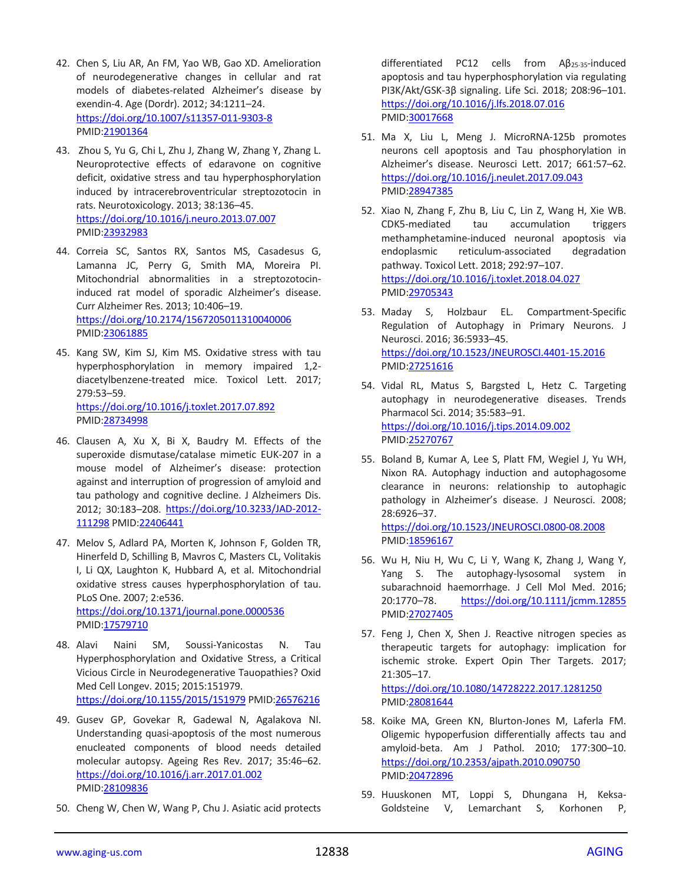42. Chen S, Liu AR, An FM, Yao WB, Gao XD. Amelioration of neurodegenerative changes in cellular and rat models of diabetes-related Alzheimer's disease by exendin-4. Age (Dordr). 2012; 34:1211–24. https://doi.org/10.1007/s11357-011-9303-8 PMID:21901364

43. Zhou S, Yu G, Chi L, Zhu J, Zhang W, Zhang Y, Zhang L. Neuroprotective effects of edaravone on cognitive deficit, oxidative stress and tau hyperphosphorylation induced by intracerebroventricular streptozotocin in rats. Neurotoxicology. 2013; 38:136–45. https://doi.org/10.1016/j.neuro.2013.07.007 PMID:23932983

44. Correia SC, Santos RX, Santos MS, Casadesus G, Lamanna JC, Perry G, Smith MA, Moreira PI. Mitochondrial abnormalities in a streptozotocin-induced rat model of sporadic Alzheimer's disease. Curr Alzheimer Res. 2013; 10:406–19. https://doi.org/10.2174/1567205011310040006 PMID:23061885

45. Kang SW, Kim SJ, Kim MS. Oxidative stress with tau hyperphosphorylation in memory impaired 1,2-diacetylbenzene-treated mice. Toxicol Lett. 2017; 279:53–59. https://doi.org/10.1016/j.toxlet.2017.07.892 PMID:28734998

46. Clausen A, Xu X, Bi X, Baudry M. Effects of the superoxide dismutase/catalase mimetic EUK-207 in a mouse model of Alzheimer's disease: protection against and interruption of progression of amyloid and tau pathology and cognitive decline. J Alzheimers Dis. 2012; 30:183–208. https://doi.org/10.3233/JAD-2012-111298 PMID:22406441

47. Melov S, Adlard PA, Morten K, Johnson F, Golden TR, Hinerfeld D, Schilling B, Mavros C, Masters CL, Volitakis I, Li QX, Laughton K, Hubbard A, et al. Mitochondrial oxidative stress causes hyperphosphorylation of tau. PLoS One. 2007; 2:e536. https://doi.org/10.1371/journal.pone.0000536 PMID:17579710

48. Alavi Naini SM, Soussi-Yanicostas N. Tau Hyperphosphorylation and Oxidative Stress, a Critical Vicious Circle in Neurodegenerative Tauopathies? Oxid Med Cell Longev. 2015; 2015:151979. https://doi.org/10.1155/2015/151979 PMID:26576216

49. Gusev GP, Govekar R, Gadewal N, Agalakova NI. Understanding quasi-apoptosis of the most numerous enucleated components of blood needs detailed molecular autopsy. Ageing Res Rev. 2017; 35:46–62. https://doi.org/10.1016/j.arr.2017.01.002 PMID:28109836

50. Cheng W, Chen W, Wang P, Chu J. Asiatic acid protects differentiated PC12 cells from A$\beta_{25\text{-}35}$-induced apoptosis and tau hyperphosphorylation via regulating PI3K/Akt/GSK-3β signaling. Life Sci. 2018; 208:96–101. https://doi.org/10.1016/j.lfs.2018.07.016 PMID:30017668

51. Ma X, Liu L, Meng J. MicroRNA-125b promotes neurons cell apoptosis and Tau phosphorylation in Alzheimer's disease. Neurosci Lett. 2017; 661:57–62. https://doi.org/10.1016/j.neulet.2017.09.043 PMID:28947385

52. Xiao N, Zhang F, Zhu B, Liu C, Lin Z, Wang H, Xie WB. CDK5-mediated tau accumulation triggers methamphetamine-induced neuronal apoptosis via endoplasmic reticulum-associated degradation pathway. Toxicol Lett. 2018; 292:97–107. https://doi.org/10.1016/j.toxlet.2018.04.027 PMID:29705343

53. Maday S, Holzbaur EL. Compartment-Specific Regulation of Autophagy in Primary Neurons. J Neurosci. 2016; 36:5933–45. https://doi.org/10.1523/JNEUROSCI.4401-15.2016 PMID:27251616

54. Vidal RL, Matus S, Bargsted L, Hetz C. Targeting autophagy in neurodegenerative diseases. Trends Pharmacol Sci. 2014; 35:583–91. https://doi.org/10.1016/j.tips.2014.09.002 PMID:25270767

55. Boland B, Kumar A, Lee S, Platt FM, Wegiel J, Yu WH, Nixon RA. Autophagy induction and autophagosome clearance in neurons: relationship to autophagic pathology in Alzheimer's disease. J Neurosci. 2008; 28:6926–37. https://doi.org/10.1523/JNEUROSCI.0800-08.2008 PMID:18596167

56. Wu H, Niu H, Wu C, Li Y, Wang K, Zhang J, Wang Y, Yang S. The autophagy-lysosomal system in subarachnoid haemorrhage. J Cell Mol Med. 2016; 20:1770–78. https://doi.org/10.1111/jcmm.12855 PMID:27027405

57. Feng J, Chen X, Shen J. Reactive nitrogen species as therapeutic targets for autophagy: implication for ischemic stroke. Expert Opin Ther Targets. 2017; 21:305–17. https://doi.org/10.1080/14728222.2017.1281250 PMID:28081644

58. Koike MA, Green KN, Blurton-Jones M, Laferla FM. Oligemic hypoperfusion differentially affects tau and amyloid-beta. Am J Pathol. 2010; 177:300–10. https://doi.org/10.2353/ajpath.2010.090750 PMID:20472896

59. Huuskonen MT, Loppi S, Dhungana H, Keksa-Goldsteine V, Lemarchant S, Korhonen P,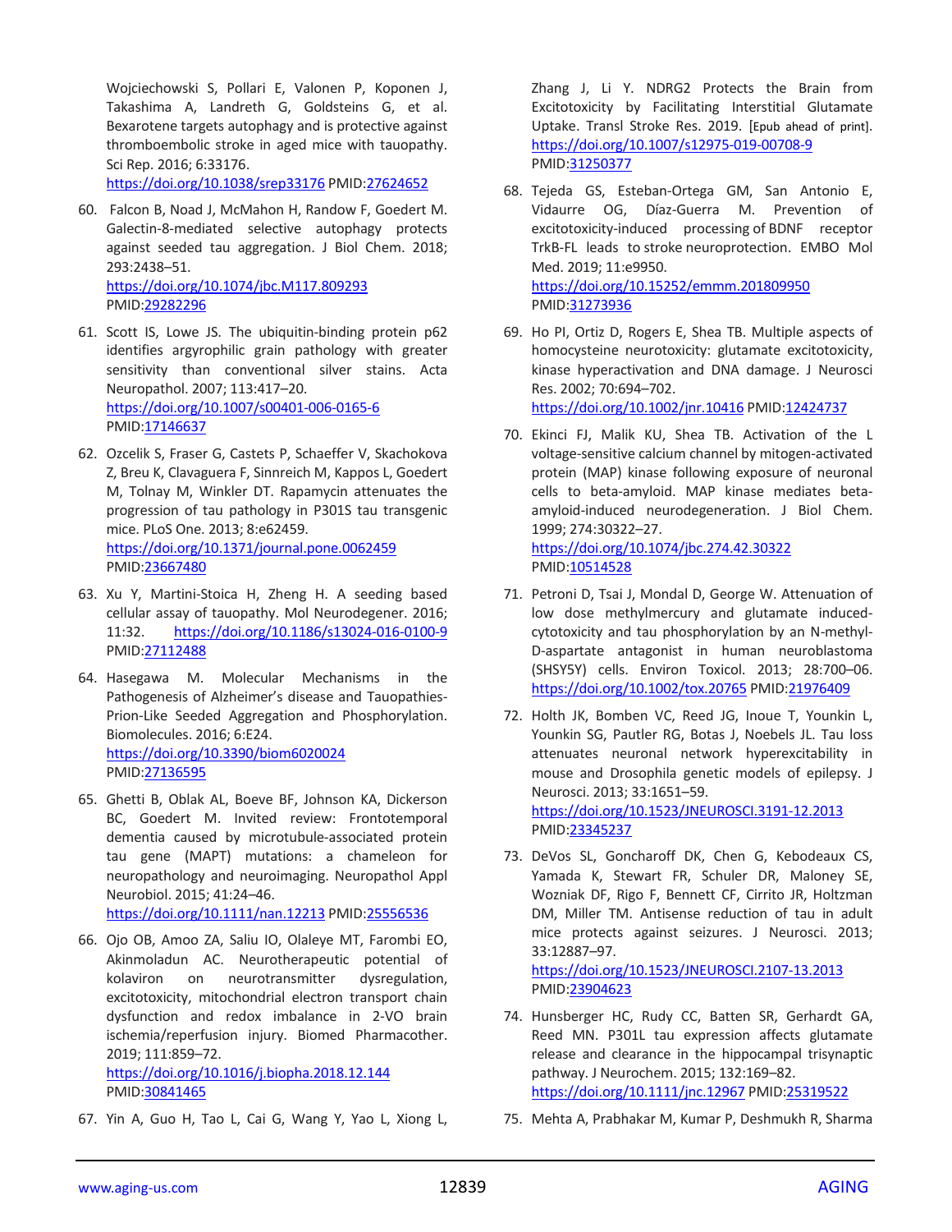Wojciechowski S, Pollari E, Valonen P, Koponen J, Takashima A, Landreth G, Goldsteins G, et al. Bexarotene targets autophagy and is protective against thromboembolic stroke in aged mice with tauopathy. Sci Rep. 2016; 6:33176. https://doi.org/10.1038/srep33176 PMID:27624652

60. Falcon B, Noad J, McMahon H, Randow F, Goedert M. Galectin-8-mediated selective autophagy protects against seeded tau aggregation. J Biol Chem. 2018; 293:2438–51. https://doi.org/10.1074/jbc.M117.809293 PMID:29282296

61. Scott IS, Lowe JS. The ubiquitin-binding protein p62 identifies argyrophilic grain pathology with greater sensitivity than conventional silver stains. Acta Neuropathol. 2007; 113:417–20. https://doi.org/10.1007/s00401-006-0165-6 PMID:17146637

62. Ozcelik S, Fraser G, Castets P, Schaeffer V, Skachokova Z, Breu K, Clavaguera F, Sinnreich M, Kappos L, Goedert M, Tolnay M, Winkler DT. Rapamycin attenuates the progression of tau pathology in P301S tau transgenic mice. PLoS One. 2013; 8:e62459. https://doi.org/10.1371/journal.pone.0062459 PMID:23667480

63. Xu Y, Martini-Stoica H, Zheng H. A seeding based cellular assay of tauopathy. Mol Neurodegener. 2016; 11:32. https://doi.org/10.1186/s13024-016-0100-9 PMID:27112488

64. Hasegawa M. Molecular Mechanisms in the Pathogenesis of Alzheimer's disease and Tauopathies-Prion-Like Seeded Aggregation and Phosphorylation. Biomolecules. 2016; 6:E24. https://doi.org/10.3390/biom6020024 PMID:27136595

65. Ghetti B, Oblak AL, Boeve BF, Johnson KA, Dickerson BC, Goedert M. Invited review: Frontotemporal dementia caused by microtubule-associated protein tau gene (MAPT) mutations: a chameleon for neuropathology and neuroimaging. Neuropathol Appl Neurobiol. 2015; 41:24–46. https://doi.org/10.1111/nan.12213 PMID:25556536

66. Ojo OB, Amoo ZA, Saliu IO, Olaleye MT, Farombi EO, Akinmoladun AC. Neurotherapeutic potential of kolaviron on neurotransmitter dysregulation, excitotoxicity, mitochondrial electron transport chain dysfunction and redox imbalance in 2-VO brain ischemia/reperfusion injury. Biomed Pharmacother. 2019; 111:859–72. https://doi.org/10.1016/j.biopha.2018.12.144 PMID:30841465

67. Yin A, Guo H, Tao L, Cai G, Wang Y, Yao L, Xiong L, Zhang J, Li Y. NDRG2 Protects the Brain from Excitotoxicity by Facilitating Interstitial Glutamate Uptake. Transl Stroke Res. 2019. [Epub ahead of print]. https://doi.org/10.1007/s12975-019-00708-9 PMID:31250377

68. Tejeda GS, Esteban-Ortega GM, San Antonio E, Vidaurre OG, Díaz-Guerra M. Prevention of excitotoxicity-induced processing of BDNF receptor TrkB-FL leads to stroke neuroprotection. EMBO Mol Med. 2019; 11:e9950. https://doi.org/10.15252/emmm.201809950 PMID:31273936

69. Ho PI, Ortiz D, Rogers E, Shea TB. Multiple aspects of homocysteine neurotoxicity: glutamate excitotoxicity, kinase hyperactivation and DNA damage. J Neurosci Res. 2002; 70:694–702. https://doi.org/10.1002/jnr.10416 PMID:12424737

70. Ekinci FJ, Malik KU, Shea TB. Activation of the L voltage-sensitive calcium channel by mitogen-activated protein (MAP) kinase following exposure of neuronal cells to beta-amyloid. MAP kinase mediates beta-amyloid-induced neurodegeneration. J Biol Chem. 1999; 274:30322–27. https://doi.org/10.1074/jbc.274.42.30322 PMID:10514528

71. Petroni D, Tsai J, Mondal D, George W. Attenuation of low dose methylmercury and glutamate induced-cytotoxicity and tau phosphorylation by an N-methyl-D-aspartate antagonist in human neuroblastoma (SHSY5Y) cells. Environ Toxicol. 2013; 28:700–06. https://doi.org/10.1002/tox.20765 PMID:21976409

72. Holth JK, Bomben VC, Reed JG, Inoue T, Younkin L, Younkin SG, Pautler RG, Botas J, Noebels JL. Tau loss attenuates neuronal network hyperexcitability in mouse and Drosophila genetic models of epilepsy. J Neurosci. 2013; 33:1651–59. https://doi.org/10.1523/JNEUROSCI.3191-12.2013 PMID:23345237

73. DeVos SL, Goncharoff DK, Chen G, Kebodeaux CS, Yamada K, Stewart FR, Schuler DR, Maloney SE, Wozniak DF, Rigo F, Bennett CF, Cirrito JR, Holtzman DM, Miller TM. Antisense reduction of tau in adult mice protects against seizures. J Neurosci. 2013; 33:12887–97. https://doi.org/10.1523/JNEUROSCI.2107-13.2013 PMID:23904623

74. Hunsberger HC, Rudy CC, Batten SR, Gerhardt GA, Reed MN. P301L tau expression affects glutamate release and clearance in the hippocampal trisynaptic pathway. J Neurochem. 2015; 132:169–82. https://doi.org/10.1111/jnc.12967 PMID:25319522

75. Mehta A, Prabhakar M, Kumar P, Deshmukh R, Sharma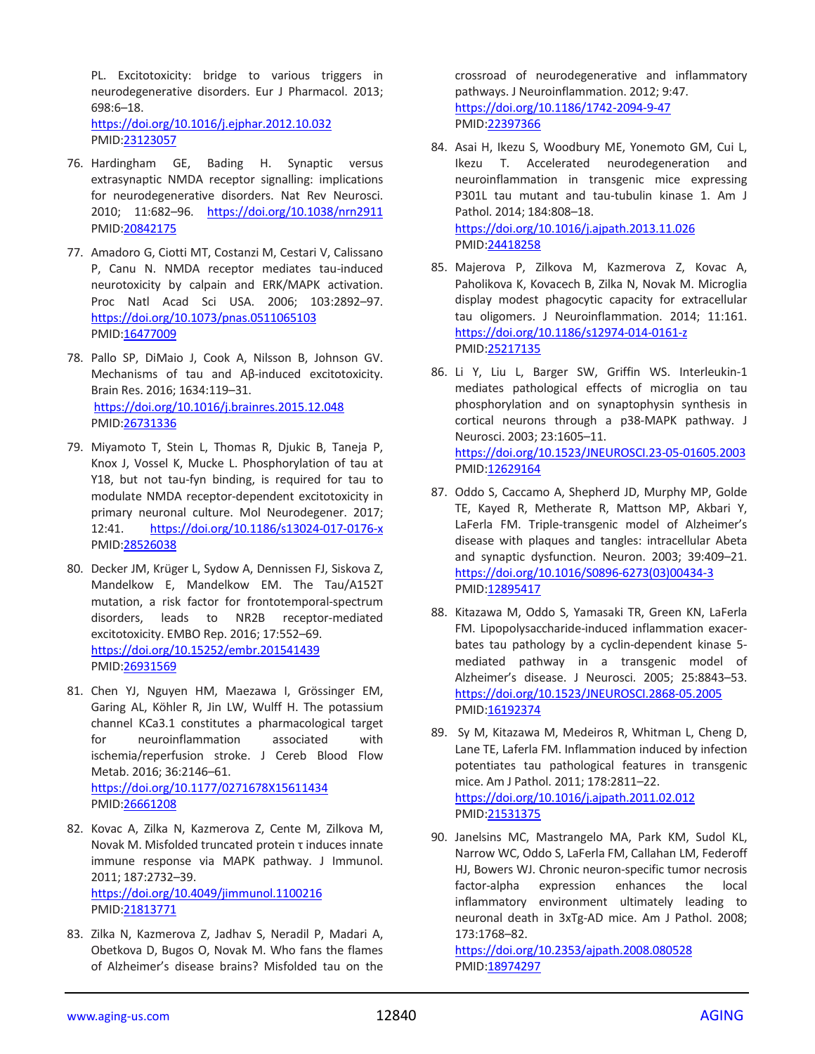PL. Excitotoxicity: bridge to various triggers in neurodegenerative disorders. Eur J Pharmacol. 2013; 698:6–18.
https://doi.org/10.1016/j.ejphar.2012.10.032
PMID:23123057

76. Hardingham GE, Bading H. Synaptic versus extrasynaptic NMDA receptor signalling: implications for neurodegenerative disorders. Nat Rev Neurosci. 2010; 11:682–96. https://doi.org/10.1038/nrn2911
PMID:20842175

77. Amadoro G, Ciotti MT, Costanzi M, Cestari V, Calissano P, Canu N. NMDA receptor mediates tau-induced neurotoxicity by calpain and ERK/MAPK activation. Proc Natl Acad Sci USA. 2006; 103:2892–97.
https://doi.org/10.1073/pnas.0511065103
PMID:16477009

78. Pallo SP, DiMaio J, Cook A, Nilsson B, Johnson GV. Mechanisms of tau and Aβ-induced excitotoxicity. Brain Res. 2016; 1634:119–31.
https://doi.org/10.1016/j.brainres.2015.12.048
PMID:26731336

79. Miyamoto T, Stein L, Thomas R, Djukic B, Taneja P, Knox J, Vossel K, Mucke L. Phosphorylation of tau at Y18, but not tau-fyn binding, is required for tau to modulate NMDA receptor-dependent excitotoxicity in primary neuronal culture. Mol Neurodegener. 2017; 12:41. https://doi.org/10.1186/s13024-017-0176-x
PMID:28526038

80. Decker JM, Krüger L, Sydow A, Dennissen FJ, Siskova Z, Mandelkow E, Mandelkow EM. The Tau/A152T mutation, a risk factor for frontotemporal-spectrum disorders, leads to NR2B receptor-mediated excitotoxicity. EMBO Rep. 2016; 17:552–69.
https://doi.org/10.15252/embr.201541439
PMID:26931569

81. Chen YJ, Nguyen HM, Maezawa I, Grössinger EM, Garing AL, Köhler R, Jin LW, Wulff H. The potassium channel KCa3.1 constitutes a pharmacological target for neuroinflammation associated with ischemia/reperfusion stroke. J Cereb Blood Flow Metab. 2016; 36:2146–61.
https://doi.org/10.1177/0271678X15611434
PMID:26661208

82. Kovac A, Zilka N, Kazmerova Z, Cente M, Zilkova M, Novak M. Misfolded truncated protein τ induces innate immune response via MAPK pathway. J Immunol. 2011; 187:2732–39.
https://doi.org/10.4049/jimmunol.1100216
PMID:21813771

83. Zilka N, Kazmerova Z, Jadhav S, Neradil P, Madari A, Obetkova D, Bugos O, Novak M. Who fans the flames of Alzheimer's disease brains? Misfolded tau on the crossroad of neurodegenerative and inflammatory pathways. J Neuroinflammation. 2012; 9:47.
https://doi.org/10.1186/1742-2094-9-47
PMID:22397366

84. Asai H, Ikezu S, Woodbury ME, Yonemoto GM, Cui L, Ikezu T. Accelerated neurodegeneration and neuroinflammation in transgenic mice expressing P301L tau mutant and tau-tubulin kinase 1. Am J Pathol. 2014; 184:808–18.
https://doi.org/10.1016/j.ajpath.2013.11.026
PMID:24418258

85. Majerova P, Zilkova M, Kazmerova Z, Kovac A, Paholikova K, Kovacech B, Zilka N, Novak M. Microglia display modest phagocytic capacity for extracellular tau oligomers. J Neuroinflammation. 2014; 11:161.
https://doi.org/10.1186/s12974-014-0161-z
PMID:25217135

86. Li Y, Liu L, Barger SW, Griffin WS. Interleukin-1 mediates pathological effects of microglia on tau phosphorylation and on synaptophysin synthesis in cortical neurons through a p38-MAPK pathway. J Neurosci. 2003; 23:1605–11.
https://doi.org/10.1523/JNEUROSCI.23-05-01605.2003
PMID:12629164

87. Oddo S, Caccamo A, Shepherd JD, Murphy MP, Golde TE, Kayed R, Metherate R, Mattson MP, Akbari Y, LaFerla FM. Triple-transgenic model of Alzheimer's disease with plaques and tangles: intracellular Abeta and synaptic dysfunction. Neuron. 2003; 39:409–21.
https://doi.org/10.1016/S0896-6273(03)00434-3
PMID:12895417

88. Kitazawa M, Oddo S, Yamasaki TR, Green KN, LaFerla FM. Lipopolysaccharide-induced inflammation exacerbates tau pathology by a cyclin-dependent kinase 5-mediated pathway in a transgenic model of Alzheimer's disease. J Neurosci. 2005; 25:8843–53.
https://doi.org/10.1523/JNEUROSCI.2868-05.2005
PMID:16192374

89. Sy M, Kitazawa M, Medeiros R, Whitman L, Cheng D, Lane TE, Laferla FM. Inflammation induced by infection potentiates tau pathological features in transgenic mice. Am J Pathol. 2011; 178:2811–22.
https://doi.org/10.1016/j.ajpath.2011.02.012
PMID:21531375

90. Janelsins MC, Mastrangelo MA, Park KM, Sudol KL, Narrow WC, Oddo S, LaFerla FM, Callahan LM, Federoff HJ, Bowers WJ. Chronic neuron-specific tumor necrosis factor-alpha expression enhances the local inflammatory environment ultimately leading to neuronal death in 3xTg-AD mice. Am J Pathol. 2008; 173:1768–82.
https://doi.org/10.2353/ajpath.2008.080528
PMID:18974297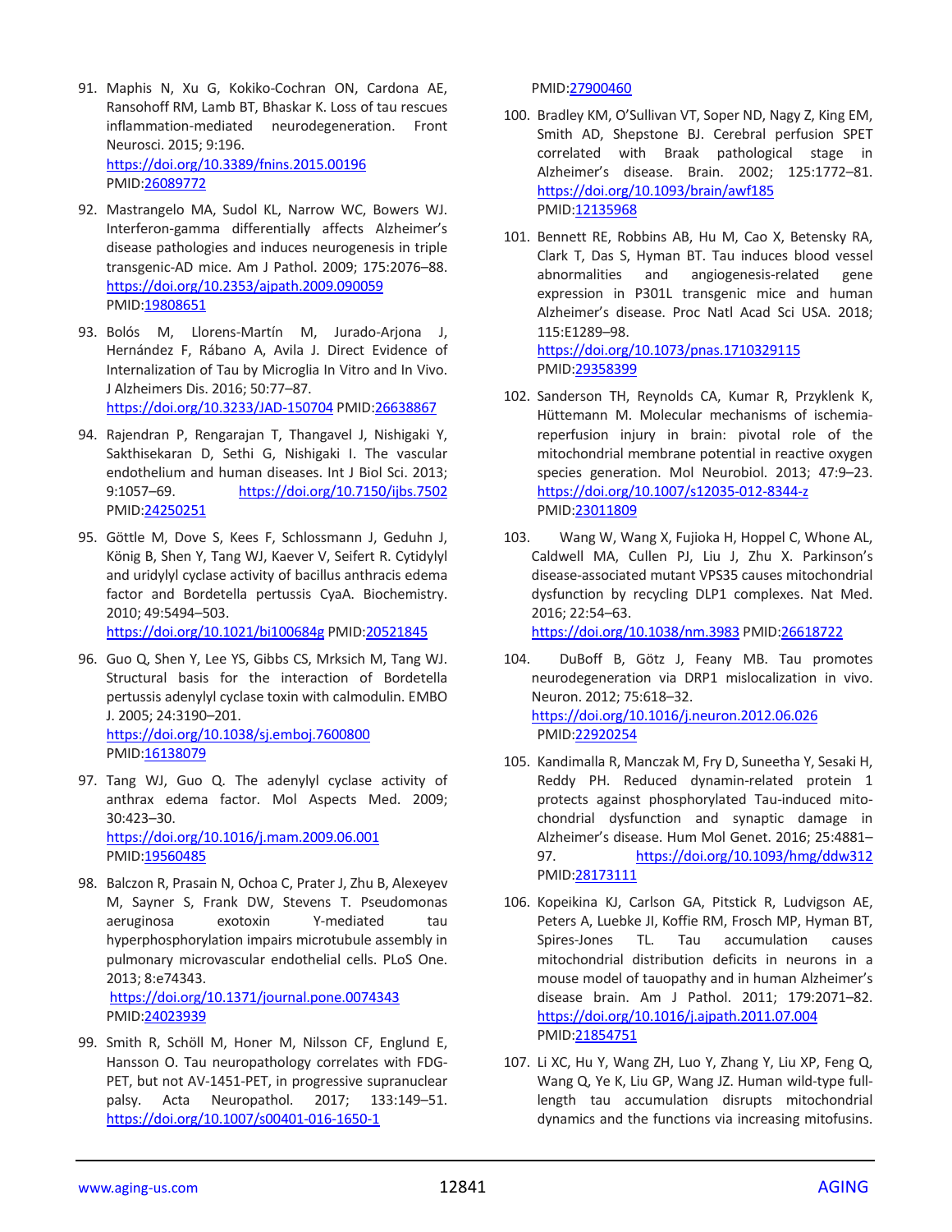91. Maphis N, Xu G, Kokiko-Cochran ON, Cardona AE, Ransohoff RM, Lamb BT, Bhaskar K. Loss of tau rescues inflammation-mediated neurodegeneration. Front Neurosci. 2015; 9:196. https://doi.org/10.3389/fnins.2015.00196 PMID:26089772

92. Mastrangelo MA, Sudol KL, Narrow WC, Bowers WJ. Interferon-gamma differentially affects Alzheimer's disease pathologies and induces neurogenesis in triple transgenic-AD mice. Am J Pathol. 2009; 175:2076–88. https://doi.org/10.2353/ajpath.2009.090059 PMID:19808651

93. Bolós M, Llorens-Martín M, Jurado-Arjona J, Hernández F, Rábano A, Avila J. Direct Evidence of Internalization of Tau by Microglia In Vitro and In Vivo. J Alzheimers Dis. 2016; 50:77–87. https://doi.org/10.3233/JAD-150704 PMID:26638867

94. Rajendran P, Rengarajan T, Thangavel J, Nishigaki Y, Sakthisekaran D, Sethi G, Nishigaki I. The vascular endothelium and human diseases. Int J Biol Sci. 2013; 9:1057–69. https://doi.org/10.7150/ijbs.7502 PMID:24250251

95. Göttle M, Dove S, Kees F, Schlossmann J, Geduhn J, König B, Shen Y, Tang WJ, Kaever V, Seifert R. Cytidylyl and uridylyl cyclase activity of bacillus anthracis edema factor and Bordetella pertussis CyaA. Biochemistry. 2010; 49:5494–503. https://doi.org/10.1021/bi100684g PMID:20521845

96. Guo Q, Shen Y, Lee YS, Gibbs CS, Mrksich M, Tang WJ. Structural basis for the interaction of Bordetella pertussis adenylyl cyclase toxin with calmodulin. EMBO J. 2005; 24:3190–201. https://doi.org/10.1038/sj.emboj.7600800 PMID:16138079

97. Tang WJ, Guo Q. The adenylyl cyclase activity of anthrax edema factor. Mol Aspects Med. 2009; 30:423–30. https://doi.org/10.1016/j.mam.2009.06.001 PMID:19560485

98. Balczon R, Prasain N, Ochoa C, Prater J, Zhu B, Alexeyev M, Sayner S, Frank DW, Stevens T. Pseudomonas aeruginosa exotoxin Y-mediated tau hyperphosphorylation impairs microtubule assembly in pulmonary microvascular endothelial cells. PLoS One. 2013; 8:e74343. https://doi.org/10.1371/journal.pone.0074343 PMID:24023939

99. Smith R, Schöll M, Honer M, Nilsson CF, Englund E, Hansson O. Tau neuropathology correlates with FDG-PET, but not AV-1451-PET, in progressive supranuclear palsy. Acta Neuropathol. 2017; 133:149–51. https://doi.org/10.1007/s00401-016-1650-1 PMID:27900460

100. Bradley KM, O'Sullivan VT, Soper ND, Nagy Z, King EM, Smith AD, Shepstone BJ. Cerebral perfusion SPET correlated with Braak pathological stage in Alzheimer's disease. Brain. 2002; 125:1772–81. https://doi.org/10.1093/brain/awf185 PMID:12135968

101. Bennett RE, Robbins AB, Hu M, Cao X, Betensky RA, Clark T, Das S, Hyman BT. Tau induces blood vessel abnormalities and angiogenesis-related gene expression in P301L transgenic mice and human Alzheimer's disease. Proc Natl Acad Sci USA. 2018; 115:E1289–98. https://doi.org/10.1073/pnas.1710329115 PMID:29358399

102. Sanderson TH, Reynolds CA, Kumar R, Przyklenk K, Hüttemann M. Molecular mechanisms of ischemia-reperfusion injury in brain: pivotal role of the mitochondrial membrane potential in reactive oxygen species generation. Mol Neurobiol. 2013; 47:9–23. https://doi.org/10.1007/s12035-012-8344-z PMID:23011809

103. Wang W, Wang X, Fujioka H, Hoppel C, Whone AL, Caldwell MA, Cullen PJ, Liu J, Zhu X. Parkinson's disease-associated mutant VPS35 causes mitochondrial dysfunction by recycling DLP1 complexes. Nat Med. 2016; 22:54–63. https://doi.org/10.1038/nm.3983 PMID:26618722

104. DuBoff B, Götz J, Feany MB. Tau promotes neurodegeneration via DRP1 mislocalization in vivo. Neuron. 2012; 75:618–32. https://doi.org/10.1016/j.neuron.2012.06.026 PMID:22920254

105. Kandimalla R, Manczak M, Fry D, Suneetha Y, Sesaki H, Reddy PH. Reduced dynamin-related protein 1 protects against phosphorylated Tau-induced mitochondrial dysfunction and synaptic damage in Alzheimer's disease. Hum Mol Genet. 2016; 25:4881–97. https://doi.org/10.1093/hmg/ddw312 PMID:28173111

106. Kopeikina KJ, Carlson GA, Pitstick R, Ludvigson AE, Peters A, Luebke JI, Koffie RM, Frosch MP, Hyman BT, Spires-Jones TL. Tau accumulation causes mitochondrial distribution deficits in neurons in a mouse model of tauopathy and in human Alzheimer's disease brain. Am J Pathol. 2011; 179:2071–82. https://doi.org/10.1016/j.ajpath.2011.07.004 PMID:21854751

107. Li XC, Hu Y, Wang ZH, Luo Y, Zhang Y, Liu XP, Feng Q, Wang Q, Ye K, Liu GP, Wang JZ. Human wild-type full-length tau accumulation disrupts mitochondrial dynamics and the functions via increasing mitofusins.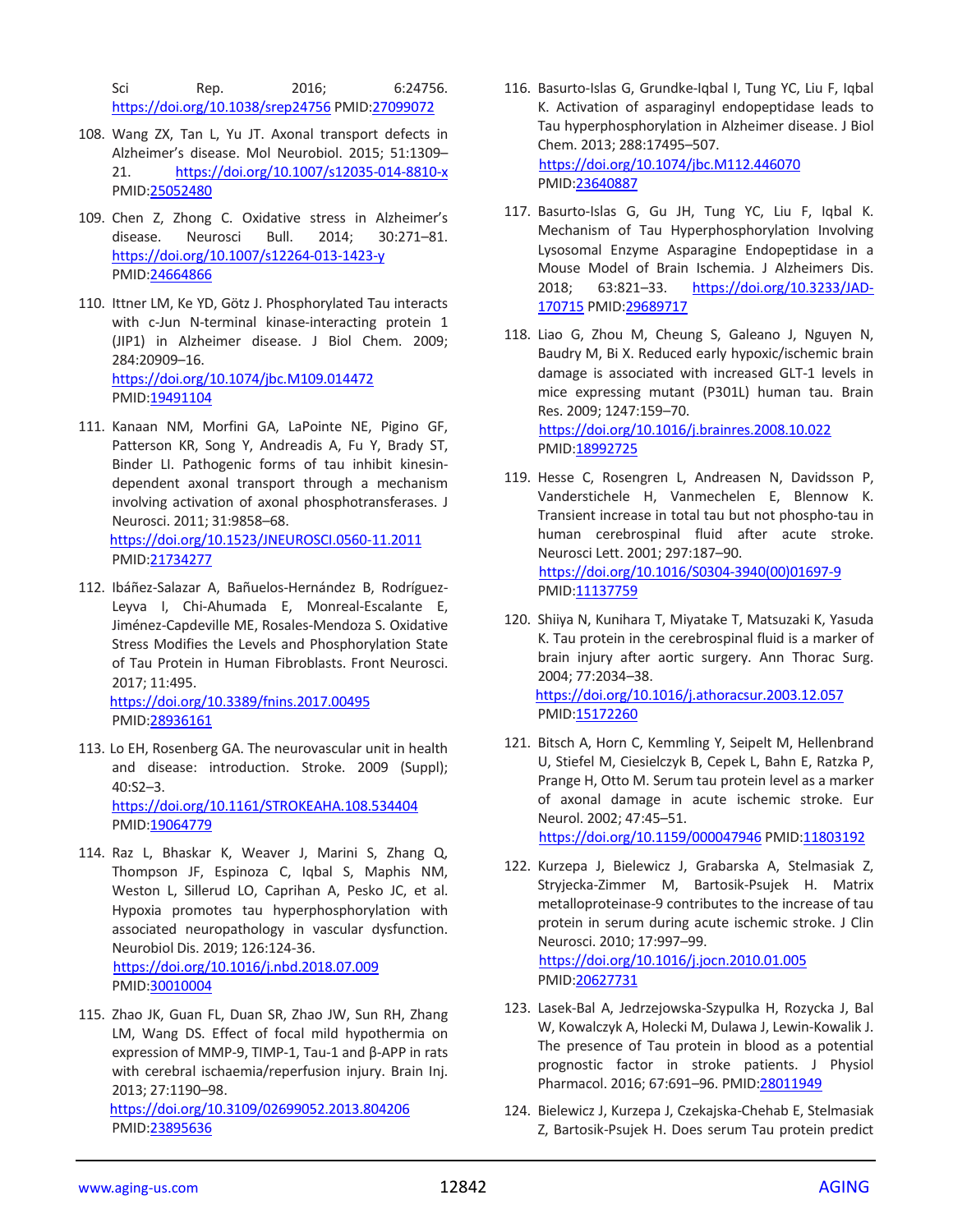Sci Rep. 2016; 6:24756. https://doi.org/10.1038/srep24756 PMID:27099072

108. Wang ZX, Tan L, Yu JT. Axonal transport defects in Alzheimer's disease. Mol Neurobiol. 2015; 51:1309–21. https://doi.org/10.1007/s12035-014-8810-x PMID:25052480

109. Chen Z, Zhong C. Oxidative stress in Alzheimer's disease. Neurosci Bull. 2014; 30:271–81. https://doi.org/10.1007/s12264-013-1423-y PMID:24664866

110. Ittner LM, Ke YD, Götz J. Phosphorylated Tau interacts with c-Jun N-terminal kinase-interacting protein 1 (JIP1) in Alzheimer disease. J Biol Chem. 2009; 284:20909–16. https://doi.org/10.1074/jbc.M109.014472 PMID:19491104

111. Kanaan NM, Morfini GA, LaPointe NE, Pigino GF, Patterson KR, Song Y, Andreadis A, Fu Y, Brady ST, Binder LI. Pathogenic forms of tau inhibit kinesin-dependent axonal transport through a mechanism involving activation of axonal phosphotransferases. J Neurosci. 2011; 31:9858–68. https://doi.org/10.1523/JNEUROSCI.0560-11.2011 PMID:21734277

112. Ibáñez-Salazar A, Bañuelos-Hernández B, Rodríguez-Leyva I, Chi-Ahumada E, Monreal-Escalante E, Jiménez-Capdeville ME, Rosales-Mendoza S. Oxidative Stress Modifies the Levels and Phosphorylation State of Tau Protein in Human Fibroblasts. Front Neurosci. 2017; 11:495. https://doi.org/10.3389/fnins.2017.00495 PMID:28936161

113. Lo EH, Rosenberg GA. The neurovascular unit in health and disease: introduction. Stroke. 2009 (Suppl); 40:S2–3. https://doi.org/10.1161/STROKEAHA.108.534404 PMID:19064779

114. Raz L, Bhaskar K, Weaver J, Marini S, Zhang Q, Thompson JF, Espinoza C, Iqbal S, Maphis NM, Weston L, Sillerud LO, Caprihan A, Pesko JC, et al. Hypoxia promotes tau hyperphosphorylation with associated neuropathology in vascular dysfunction. Neurobiol Dis. 2019; 126:124-36. https://doi.org/10.1016/j.nbd.2018.07.009 PMID:30010004

115. Zhao JK, Guan FL, Duan SR, Zhao JW, Sun RH, Zhang LM, Wang DS. Effect of focal mild hypothermia on expression of MMP-9, TIMP-1, Tau-1 and β-APP in rats with cerebral ischaemia/reperfusion injury. Brain Inj. 2013; 27:1190–98. https://doi.org/10.3109/02699052.2013.804206 PMID:23895636

116. Basurto-Islas G, Grundke-Iqbal I, Tung YC, Liu F, Iqbal K. Activation of asparaginyl endopeptidase leads to Tau hyperphosphorylation in Alzheimer disease. J Biol Chem. 2013; 288:17495–507. https://doi.org/10.1074/jbc.M112.446070 PMID:23640887

117. Basurto-Islas G, Gu JH, Tung YC, Liu F, Iqbal K. Mechanism of Tau Hyperphosphorylation Involving Lysosomal Enzyme Asparagine Endopeptidase in a Mouse Model of Brain Ischemia. J Alzheimers Dis. 2018; 63:821–33. https://doi.org/10.3233/JAD-170715 PMID:29689717

118. Liao G, Zhou M, Cheung S, Galeano J, Nguyen N, Baudry M, Bi X. Reduced early hypoxic/ischemic brain damage is associated with increased GLT-1 levels in mice expressing mutant (P301L) human tau. Brain Res. 2009; 1247:159–70. https://doi.org/10.1016/j.brainres.2008.10.022 PMID:18992725

119. Hesse C, Rosengren L, Andreasen N, Davidsson P, Vanderstichele H, Vanmechelen E, Blennow K. Transient increase in total tau but not phospho-tau in human cerebrospinal fluid after acute stroke. Neurosci Lett. 2001; 297:187–90. https://doi.org/10.1016/S0304-3940(00)01697-9 PMID:11137759

120. Shiiya N, Kunihara T, Miyatake T, Matsuzaki K, Yasuda K. Tau protein in the cerebrospinal fluid is a marker of brain injury after aortic surgery. Ann Thorac Surg. 2004; 77:2034–38. https://doi.org/10.1016/j.athoracsur.2003.12.057 PMID:15172260

121. Bitsch A, Horn C, Kemmling Y, Seipelt M, Hellenbrand U, Stiefel M, Ciesielczyk B, Cepek L, Bahn E, Ratzka P, Prange H, Otto M. Serum tau protein level as a marker of axonal damage in acute ischemic stroke. Eur Neurol. 2002; 47:45–51. https://doi.org/10.1159/000047946 PMID:11803192

122. Kurzepa J, Bielewicz J, Grabarska A, Stelmasiak Z, Stryjecka-Zimmer M, Bartosik-Psujek H. Matrix metalloproteinase-9 contributes to the increase of tau protein in serum during acute ischemic stroke. J Clin Neurosci. 2010; 17:997–99. https://doi.org/10.1016/j.jocn.2010.01.005 PMID:20627731

123. Lasek-Bal A, Jedrzejowska-Szypulka H, Rozycka J, Bal W, Kowalczyk A, Holecki M, Dulawa J, Lewin-Kowalik J. The presence of Tau protein in blood as a potential prognostic factor in stroke patients. J Physiol Pharmacol. 2016; 67:691–96. PMID:28011949

124. Bielewicz J, Kurzepa J, Czekajska-Chehab E, Stelmasiak Z, Bartosik-Psujek H. Does serum Tau protein predict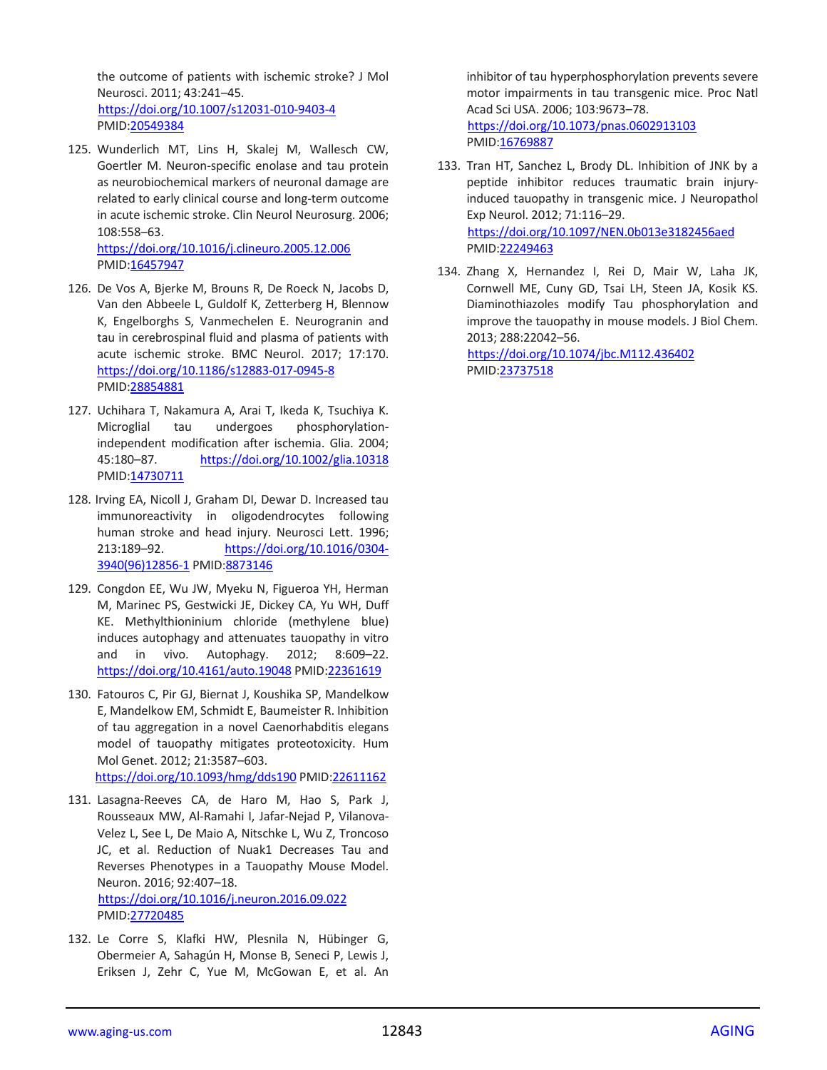the outcome of patients with ischemic stroke? J Mol Neurosci. 2011; 43:241–45. https://doi.org/10.1007/s12031-010-9403-4 PMID:20549384

125. Wunderlich MT, Lins H, Skalej M, Wallesch CW, Goertler M. Neuron-specific enolase and tau protein as neurobiochemical markers of neuronal damage are related to early clinical course and long-term outcome in acute ischemic stroke. Clin Neurol Neurosurg. 2006; 108:558–63. https://doi.org/10.1016/j.clineuro.2005.12.006 PMID:16457947

126. De Vos A, Bjerke M, Brouns R, De Roeck N, Jacobs D, Van den Abbeele L, Guldolf K, Zetterberg H, Blennow K, Engelborghs S, Vanmechelen E. Neurogranin and tau in cerebrospinal fluid and plasma of patients with acute ischemic stroke. BMC Neurol. 2017; 17:170. https://doi.org/10.1186/s12883-017-0945-8 PMID:28854881

127. Uchihara T, Nakamura A, Arai T, Ikeda K, Tsuchiya K. Microglial tau undergoes phosphorylation-independent modification after ischemia. Glia. 2004; 45:180–87. https://doi.org/10.1002/glia.10318 PMID:14730711

128. Irving EA, Nicoll J, Graham DI, Dewar D. Increased tau immunoreactivity in oligodendrocytes following human stroke and head injury. Neurosci Lett. 1996; 213:189–92. https://doi.org/10.1016/0304-3940(96)12856-1 PMID:8873146

129. Congdon EE, Wu JW, Myeku N, Figueroa YH, Herman M, Marinec PS, Gestwicki JE, Dickey CA, Yu WH, Duff KE. Methylthioninium chloride (methylene blue) induces autophagy and attenuates tauopathy in vitro and in vivo. Autophagy. 2012; 8:609–22. https://doi.org/10.4161/auto.19048 PMID:22361619

130. Fatouros C, Pir GJ, Biernat J, Koushika SP, Mandelkow E, Mandelkow EM, Schmidt E, Baumeister R. Inhibition of tau aggregation in a novel Caenorhabditis elegans model of tauopathy mitigates proteotoxicity. Hum Mol Genet. 2012; 21:3587–603. https://doi.org/10.1093/hmg/dds190 PMID:22611162

131. Lasagna-Reeves CA, de Haro M, Hao S, Park J, Rousseaux MW, Al-Ramahi I, Jafar-Nejad P, Vilanova-Velez L, See L, De Maio A, Nitschke L, Wu Z, Troncoso JC, et al. Reduction of Nuak1 Decreases Tau and Reverses Phenotypes in a Tauopathy Mouse Model. Neuron. 2016; 92:407–18. https://doi.org/10.1016/j.neuron.2016.09.022 PMID:27720485

132. Le Corre S, Klafki HW, Plesnila N, Hübinger G, Obermeier A, Sahagún H, Monse B, Seneci P, Lewis J, Eriksen J, Zehr C, Yue M, McGowan E, et al. An inhibitor of tau hyperphosphorylation prevents severe motor impairments in tau transgenic mice. Proc Natl Acad Sci USA. 2006; 103:9673–78. https://doi.org/10.1073/pnas.0602913103 PMID:16769887

133. Tran HT, Sanchez L, Brody DL. Inhibition of JNK by a peptide inhibitor reduces traumatic brain injury-induced tauopathy in transgenic mice. J Neuropathol Exp Neurol. 2012; 71:116–29. https://doi.org/10.1097/NEN.0b013e3182456aed PMID:22249463

134. Zhang X, Hernandez I, Rei D, Mair W, Laha JK, Cornwell ME, Cuny GD, Tsai LH, Steen JA, Kosik KS. Diaminothiazoles modify Tau phosphorylation and improve the tauopathy in mouse models. J Biol Chem. 2013; 288:22042–56. https://doi.org/10.1074/jbc.M112.436402 PMID:23737518